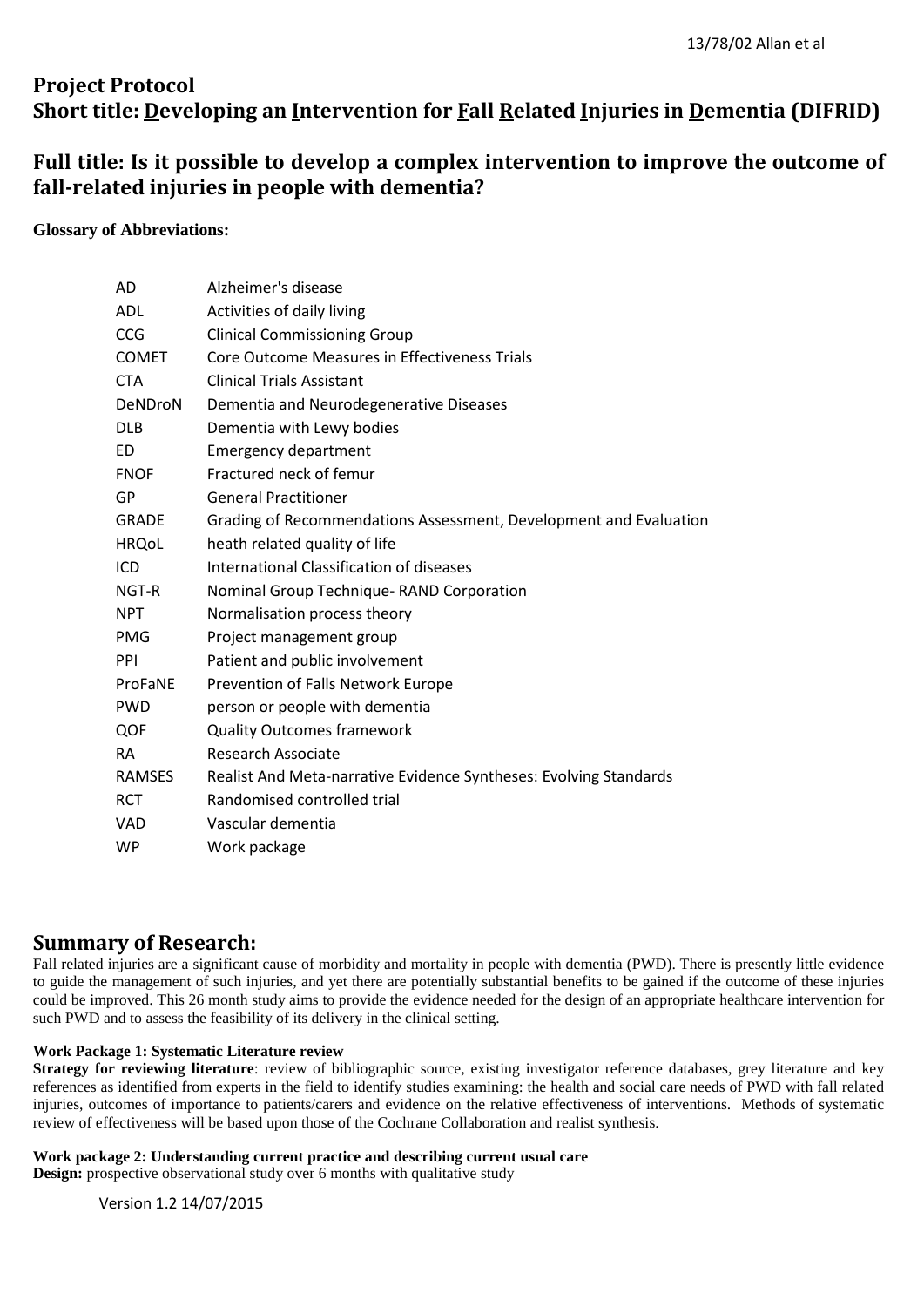# Project Protocol

## Short title: Developing an Intervention for Fall Related Injuries in Dementia (DIFRID)

## Full title: Is it possible to develop a complex intervention to improve the outcome of fall-related injuries in people with dementia?

**Glossary of Abbreviations:**

| | |
|---|---|
| AD | Alzheimer's disease |
| ADL | Activities of daily living |
| CCG | Clinical Commissioning Group |
| COMET | Core Outcome Measures in Effectiveness Trials |
| CTA | Clinical Trials Assistant |
| DeNDroN | Dementia and Neurodegenerative Diseases |
| DLB | Dementia with Lewy bodies |
| ED | Emergency department |
| FNOF | Fractured neck of femur |
| GP | General Practitioner |
| GRADE | Grading of Recommendations Assessment, Development and Evaluation |
| HRQoL | heath related quality of life |
| ICD | International Classification of diseases |
| NGT-R | Nominal Group Technique- RAND Corporation |
| NPT | Normalisation process theory |
| PMG | Project management group |
| PPI | Patient and public involvement |
| ProFaNE | Prevention of Falls Network Europe |
| PWD | person or people with dementia |
| QOF | Quality Outcomes framework |
| RA | Research Associate |
| RAMSES | Realist And Meta-narrative Evidence Syntheses: Evolving Standards |
| RCT | Randomised controlled trial |
| VAD | Vascular dementia |
| WP | Work package |

## Summary of Research:

Fall related injuries are a significant cause of morbidity and mortality in people with dementia (PWD). There is presently little evidence to guide the management of such injuries, and yet there are potentially substantial benefits to be gained if the outcome of these injuries could be improved. This 26 month study aims to provide the evidence needed for the design of an appropriate healthcare intervention for such PWD and to assess the feasibility of its delivery in the clinical setting.

**Work Package 1: Systematic Literature review**

**Strategy for reviewing literature**: review of bibliographic source, existing investigator reference databases, grey literature and key references as identified from experts in the field to identify studies examining: the health and social care needs of PWD with fall related injuries, outcomes of importance to patients/carers and evidence on the relative effectiveness of interventions. Methods of systematic review of effectiveness will be based upon those of the Cochrane Collaboration and realist synthesis.

**Work package 2: Understanding current practice and describing current usual care**

**Design:** prospective observational study over 6 months with qualitative study

Version 1.2 14/07/2015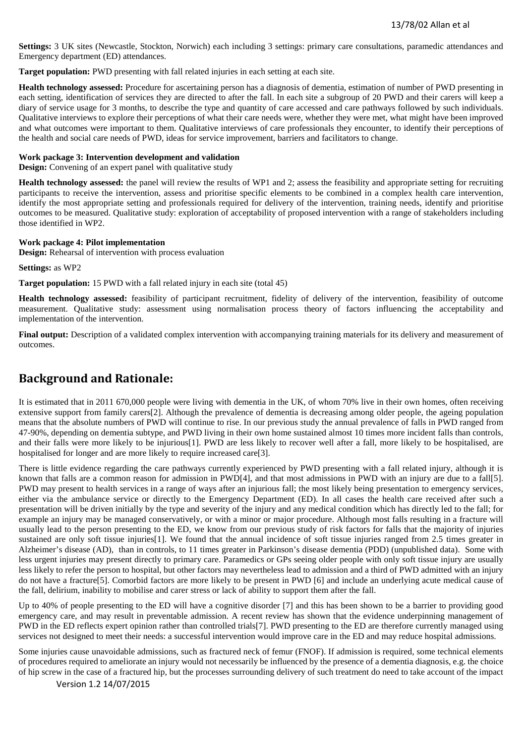**Settings:** 3 UK sites (Newcastle, Stockton, Norwich) each including 3 settings: primary care consultations, paramedic attendances and Emergency department (ED) attendances.

**Target population:** PWD presenting with fall related injuries in each setting at each site.

**Health technology assessed:** Procedure for ascertaining person has a diagnosis of dementia, estimation of number of PWD presenting in each setting, identification of services they are directed to after the fall. In each site a subgroup of 20 PWD and their carers will keep a diary of service usage for 3 months, to describe the type and quantity of care accessed and care pathways followed by such individuals. Qualitative interviews to explore their perceptions of what their care needs were, whether they were met, what might have been improved and what outcomes were important to them. Qualitative interviews of care professionals they encounter, to identify their perceptions of the health and social care needs of PWD, ideas for service improvement, barriers and facilitators to change.

**Work package 3: Intervention development and validation**

**Design:** Convening of an expert panel with qualitative study

**Health technology assessed:** the panel will review the results of WP1 and 2; assess the feasibility and appropriate setting for recruiting participants to receive the intervention, assess and prioritise specific elements to be combined in a complex health care intervention, identify the most appropriate setting and professionals required for delivery of the intervention, training needs, identify and prioritise outcomes to be measured. Qualitative study: exploration of acceptability of proposed intervention with a range of stakeholders including those identified in WP2.

**Work package 4: Pilot implementation**

**Design:** Rehearsal of intervention with process evaluation

**Settings:** as WP2

**Target population:** 15 PWD with a fall related injury in each site (total 45)

**Health technology assessed:** feasibility of participant recruitment, fidelity of delivery of the intervention, feasibility of outcome measurement. Qualitative study: assessment using normalisation process theory of factors influencing the acceptability and implementation of the intervention.

**Final output:** Description of a validated complex intervention with accompanying training materials for its delivery and measurement of outcomes.

## Background and Rationale:

It is estimated that in 2011 670,000 people were living with dementia in the UK, of whom 70% live in their own homes, often receiving extensive support from family carers[2]. Although the prevalence of dementia is decreasing among older people, the ageing population means that the absolute numbers of PWD will continue to rise. In our previous study the annual prevalence of falls in PWD ranged from 47-90%, depending on dementia subtype, and PWD living in their own home sustained almost 10 times more incident falls than controls, and their falls were more likely to be injurious[1]. PWD are less likely to recover well after a fall, more likely to be hospitalised, are hospitalised for longer and are more likely to require increased care[3].

There is little evidence regarding the care pathways currently experienced by PWD presenting with a fall related injury, although it is known that falls are a common reason for admission in PWD[4], and that most admissions in PWD with an injury are due to a fall[5]. PWD may present to health services in a range of ways after an injurious fall; the most likely being presentation to emergency services, either via the ambulance service or directly to the Emergency Department (ED). In all cases the health care received after such a presentation will be driven initially by the type and severity of the injury and any medical condition which has directly led to the fall; for example an injury may be managed conservatively, or with a minor or major procedure. Although most falls resulting in a fracture will usually lead to the person presenting to the ED, we know from our previous study of risk factors for falls that the majority of injuries sustained are only soft tissue injuries[1]. We found that the annual incidence of soft tissue injuries ranged from 2.5 times greater in Alzheimer's disease (AD), than in controls, to 11 times greater in Parkinson's disease dementia (PDD) (unpublished data). Some with less urgent injuries may present directly to primary care. Paramedics or GPs seeing older people with only soft tissue injury are usually less likely to refer the person to hospital, but other factors may nevertheless lead to admission and a third of PWD admitted with an injury do not have a fracture[5]. Comorbid factors are more likely to be present in PWD [6] and include an underlying acute medical cause of the fall, delirium, inability to mobilise and carer stress or lack of ability to support them after the fall.

Up to 40% of people presenting to the ED will have a cognitive disorder [7] and this has been shown to be a barrier to providing good emergency care, and may result in preventable admission. A recent review has shown that the evidence underpinning management of PWD in the ED reflects expert opinion rather than controlled trials[7]. PWD presenting to the ED are therefore currently managed using services not designed to meet their needs: a successful intervention would improve care in the ED and may reduce hospital admissions.

Some injuries cause unavoidable admissions, such as fractured neck of femur (FNOF). If admission is required, some technical elements of procedures required to ameliorate an injury would not necessarily be influenced by the presence of a dementia diagnosis, e.g. the choice of hip screw in the case of a fractured hip, but the processes surrounding delivery of such treatment do need to take account of the impact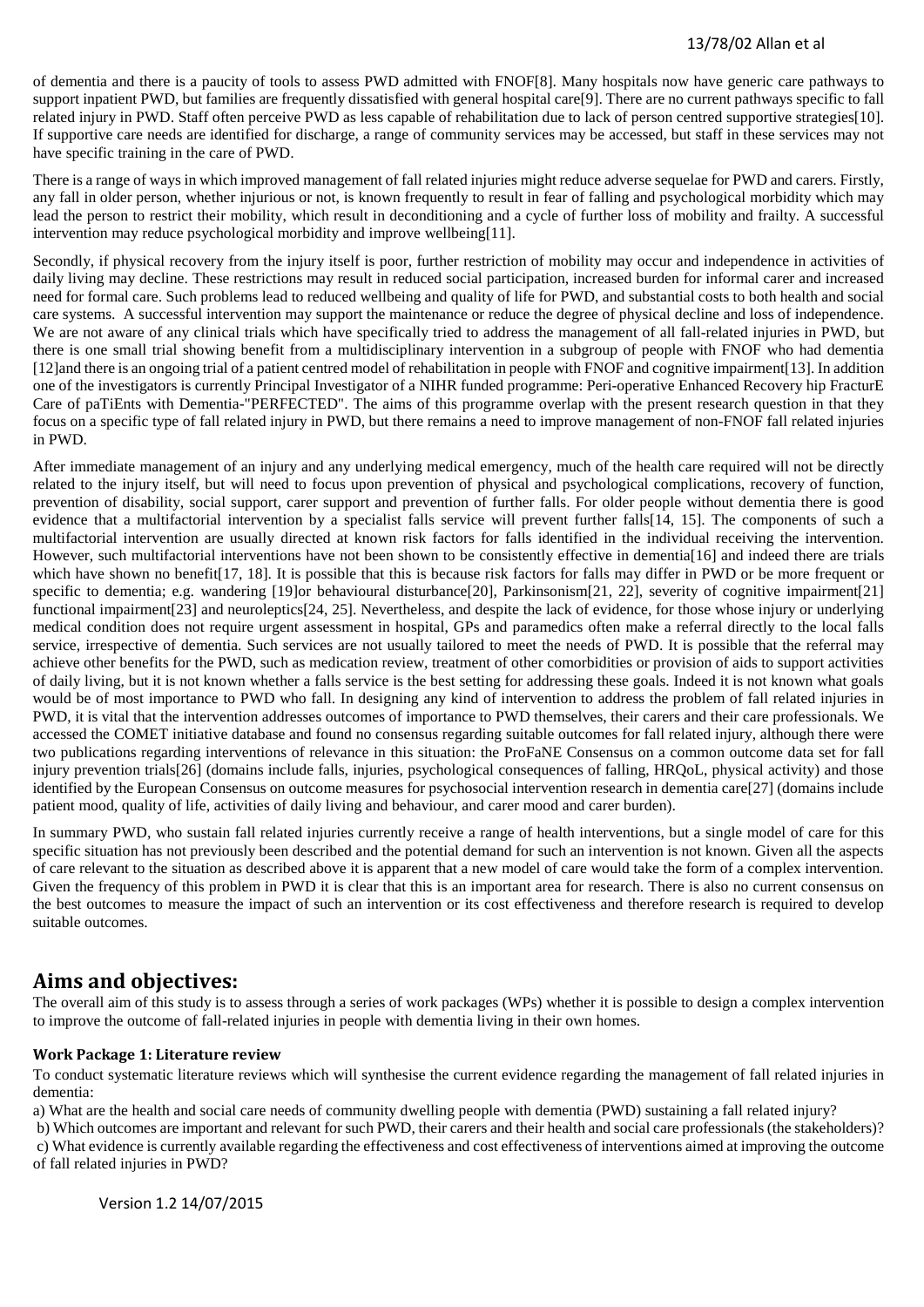of dementia and there is a paucity of tools to assess PWD admitted with FNOF[8]. Many hospitals now have generic care pathways to support inpatient PWD, but families are frequently dissatisfied with general hospital care[9]. There are no current pathways specific to fall related injury in PWD. Staff often perceive PWD as less capable of rehabilitation due to lack of person centred supportive strategies[10]. If supportive care needs are identified for discharge, a range of community services may be accessed, but staff in these services may not have specific training in the care of PWD.

There is a range of ways in which improved management of fall related injuries might reduce adverse sequelae for PWD and carers. Firstly, any fall in older person, whether injurious or not, is known frequently to result in fear of falling and psychological morbidity which may lead the person to restrict their mobility, which result in deconditioning and a cycle of further loss of mobility and frailty. A successful intervention may reduce psychological morbidity and improve wellbeing[11].

Secondly, if physical recovery from the injury itself is poor, further restriction of mobility may occur and independence in activities of daily living may decline. These restrictions may result in reduced social participation, increased burden for informal carer and increased need for formal care. Such problems lead to reduced wellbeing and quality of life for PWD, and substantial costs to both health and social care systems. A successful intervention may support the maintenance or reduce the degree of physical decline and loss of independence. We are not aware of any clinical trials which have specifically tried to address the management of all fall-related injuries in PWD, but there is one small trial showing benefit from a multidisciplinary intervention in a subgroup of people with FNOF who had dementia [12]and there is an ongoing trial of a patient centred model of rehabilitation in people with FNOF and cognitive impairment[13]. In addition one of the investigators is currently Principal Investigator of a NIHR funded programme: Peri-operative Enhanced Recovery hip FracturE Care of paTiEnts with Dementia-"PERFECTED". The aims of this programme overlap with the present research question in that they focus on a specific type of fall related injury in PWD, but there remains a need to improve management of non-FNOF fall related injuries in PWD.

After immediate management of an injury and any underlying medical emergency, much of the health care required will not be directly related to the injury itself, but will need to focus upon prevention of physical and psychological complications, recovery of function, prevention of disability, social support, carer support and prevention of further falls. For older people without dementia there is good evidence that a multifactorial intervention by a specialist falls service will prevent further falls[14, 15]. The components of such a multifactorial intervention are usually directed at known risk factors for falls identified in the individual receiving the intervention. However, such multifactorial interventions have not been shown to be consistently effective in dementia[16] and indeed there are trials which have shown no benefit[17, 18]. It is possible that this is because risk factors for falls may differ in PWD or be more frequent or specific to dementia; e.g. wandering [19]or behavioural disturbance[20], Parkinsonism[21, 22], severity of cognitive impairment[21] functional impairment[23] and neuroleptics[24, 25]. Nevertheless, and despite the lack of evidence, for those whose injury or underlying medical condition does not require urgent assessment in hospital, GPs and paramedics often make a referral directly to the local falls service, irrespective of dementia. Such services are not usually tailored to meet the needs of PWD. It is possible that the referral may achieve other benefits for the PWD, such as medication review, treatment of other comorbidities or provision of aids to support activities of daily living, but it is not known whether a falls service is the best setting for addressing these goals. Indeed it is not known what goals would be of most importance to PWD who fall. In designing any kind of intervention to address the problem of fall related injuries in PWD, it is vital that the intervention addresses outcomes of importance to PWD themselves, their carers and their care professionals. We accessed the COMET initiative database and found no consensus regarding suitable outcomes for fall related injury, although there were two publications regarding interventions of relevance in this situation: the ProFaNE Consensus on a common outcome data set for fall injury prevention trials[26] (domains include falls, injuries, psychological consequences of falling, HRQoL, physical activity) and those identified by the European Consensus on outcome measures for psychosocial intervention research in dementia care[27] (domains include patient mood, quality of life, activities of daily living and behaviour, and carer mood and carer burden).

In summary PWD, who sustain fall related injuries currently receive a range of health interventions, but a single model of care for this specific situation has not previously been described and the potential demand for such an intervention is not known. Given all the aspects of care relevant to the situation as described above it is apparent that a new model of care would take the form of a complex intervention. Given the frequency of this problem in PWD it is clear that this is an important area for research. There is also no current consensus on the best outcomes to measure the impact of such an intervention or its cost effectiveness and therefore research is required to develop suitable outcomes.

## Aims and objectives:

The overall aim of this study is to assess through a series of work packages (WPs) whether it is possible to design a complex intervention to improve the outcome of fall-related injuries in people with dementia living in their own homes.

#### Work Package 1: Literature review

To conduct systematic literature reviews which will synthesise the current evidence regarding the management of fall related injuries in dementia:

a) What are the health and social care needs of community dwelling people with dementia (PWD) sustaining a fall related injury?

b) Which outcomes are important and relevant for such PWD, their carers and their health and social care professionals (the stakeholders)?

c) What evidence is currently available regarding the effectiveness and cost effectiveness of interventions aimed at improving the outcome of fall related injuries in PWD?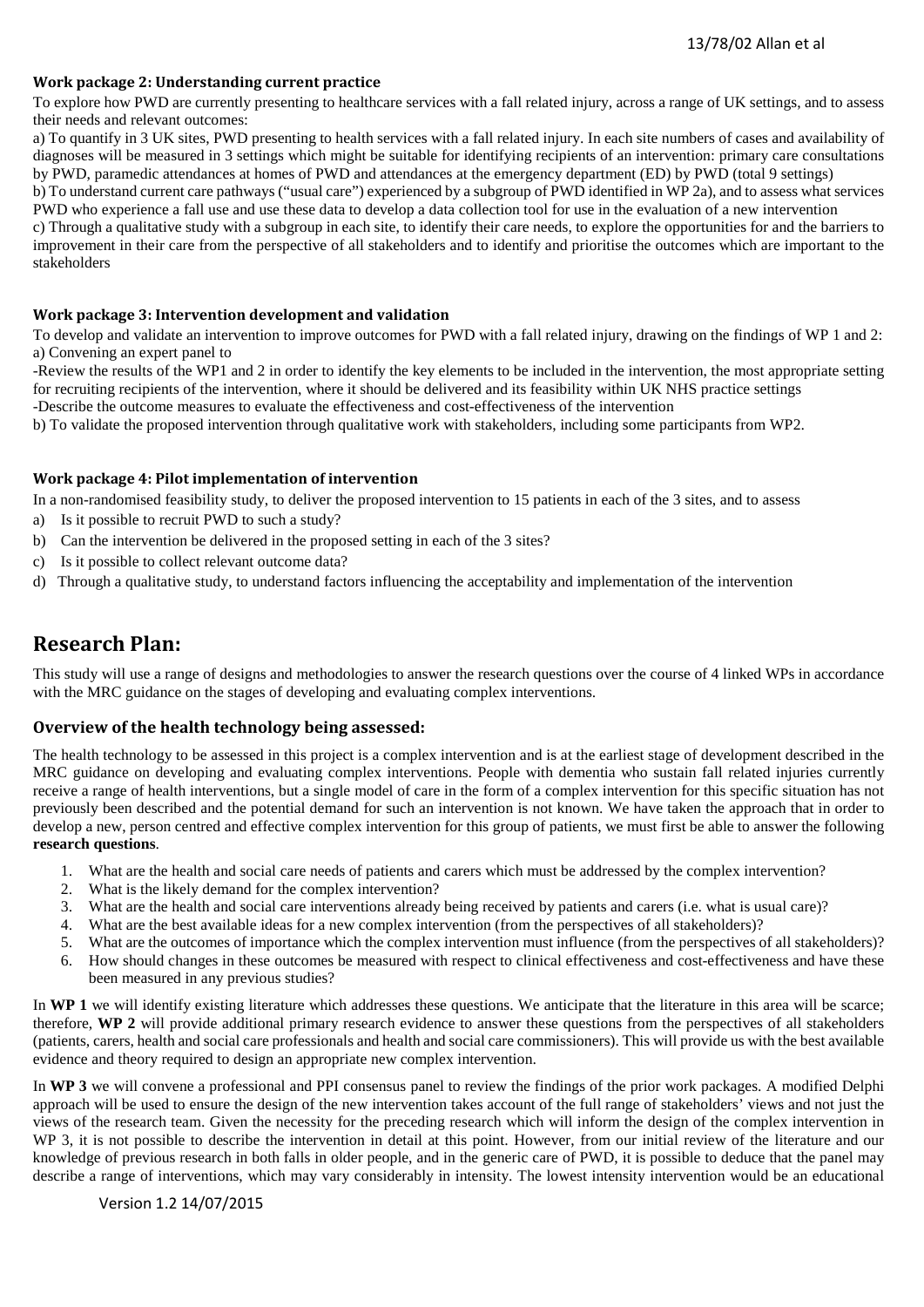### Work package 2: Understanding current practice

To explore how PWD are currently presenting to healthcare services with a fall related injury, across a range of UK settings, and to assess their needs and relevant outcomes:

a) To quantify in 3 UK sites, PWD presenting to health services with a fall related injury. In each site numbers of cases and availability of diagnoses will be measured in 3 settings which might be suitable for identifying recipients of an intervention: primary care consultations by PWD, paramedic attendances at homes of PWD and attendances at the emergency department (ED) by PWD (total 9 settings)

b) To understand current care pathways ("usual care") experienced by a subgroup of PWD identified in WP 2a), and to assess what services PWD who experience a fall use and use these data to develop a data collection tool for use in the evaluation of a new intervention

c) Through a qualitative study with a subgroup in each site, to identify their care needs, to explore the opportunities for and the barriers to improvement in their care from the perspective of all stakeholders and to identify and prioritise the outcomes which are important to the stakeholders

### Work package 3: Intervention development and validation

To develop and validate an intervention to improve outcomes for PWD with a fall related injury, drawing on the findings of WP 1 and 2:

a) Convening an expert panel to

-Review the results of the WP1 and 2 in order to identify the key elements to be included in the intervention, the most appropriate setting for recruiting recipients of the intervention, where it should be delivered and its feasibility within UK NHS practice settings

-Describe the outcome measures to evaluate the effectiveness and cost-effectiveness of the intervention

b) To validate the proposed intervention through qualitative work with stakeholders, including some participants from WP2.

### Work package 4: Pilot implementation of intervention

In a non-randomised feasibility study, to deliver the proposed intervention to 15 patients in each of the 3 sites, and to assess

a) Is it possible to recruit PWD to such a study?
b) Can the intervention be delivered in the proposed setting in each of the 3 sites?
c) Is it possible to collect relevant outcome data?
d) Through a qualitative study, to understand factors influencing the acceptability and implementation of the intervention

## Research Plan:

This study will use a range of designs and methodologies to answer the research questions over the course of 4 linked WPs in accordance with the MRC guidance on the stages of developing and evaluating complex interventions.

### Overview of the health technology being assessed:

The health technology to be assessed in this project is a complex intervention and is at the earliest stage of development described in the MRC guidance on developing and evaluating complex interventions. People with dementia who sustain fall related injuries currently receive a range of health interventions, but a single model of care in the form of a complex intervention for this specific situation has not previously been described and the potential demand for such an intervention is not known. We have taken the approach that in order to develop a new, person centred and effective complex intervention for this group of patients, we must first be able to answer the following **research questions**.

1. What are the health and social care needs of patients and carers which must be addressed by the complex intervention?
2. What is the likely demand for the complex intervention?
3. What are the health and social care interventions already being received by patients and carers (i.e. what is usual care)?
4. What are the best available ideas for a new complex intervention (from the perspectives of all stakeholders)?
5. What are the outcomes of importance which the complex intervention must influence (from the perspectives of all stakeholders)?
6. How should changes in these outcomes be measured with respect to clinical effectiveness and cost-effectiveness and have these been measured in any previous studies?

In **WP 1** we will identify existing literature which addresses these questions. We anticipate that the literature in this area will be scarce; therefore, **WP 2** will provide additional primary research evidence to answer these questions from the perspectives of all stakeholders (patients, carers, health and social care professionals and health and social care commissioners). This will provide us with the best available evidence and theory required to design an appropriate new complex intervention.

In **WP 3** we will convene a professional and PPI consensus panel to review the findings of the prior work packages. A modified Delphi approach will be used to ensure the design of the new intervention takes account of the full range of stakeholders' views and not just the views of the research team. Given the necessity for the preceding research which will inform the design of the complex intervention in WP 3, it is not possible to describe the intervention in detail at this point. However, from our initial review of the literature and our knowledge of previous research in both falls in older people, and in the generic care of PWD, it is possible to deduce that the panel may describe a range of interventions, which may vary considerably in intensity. The lowest intensity intervention would be an educational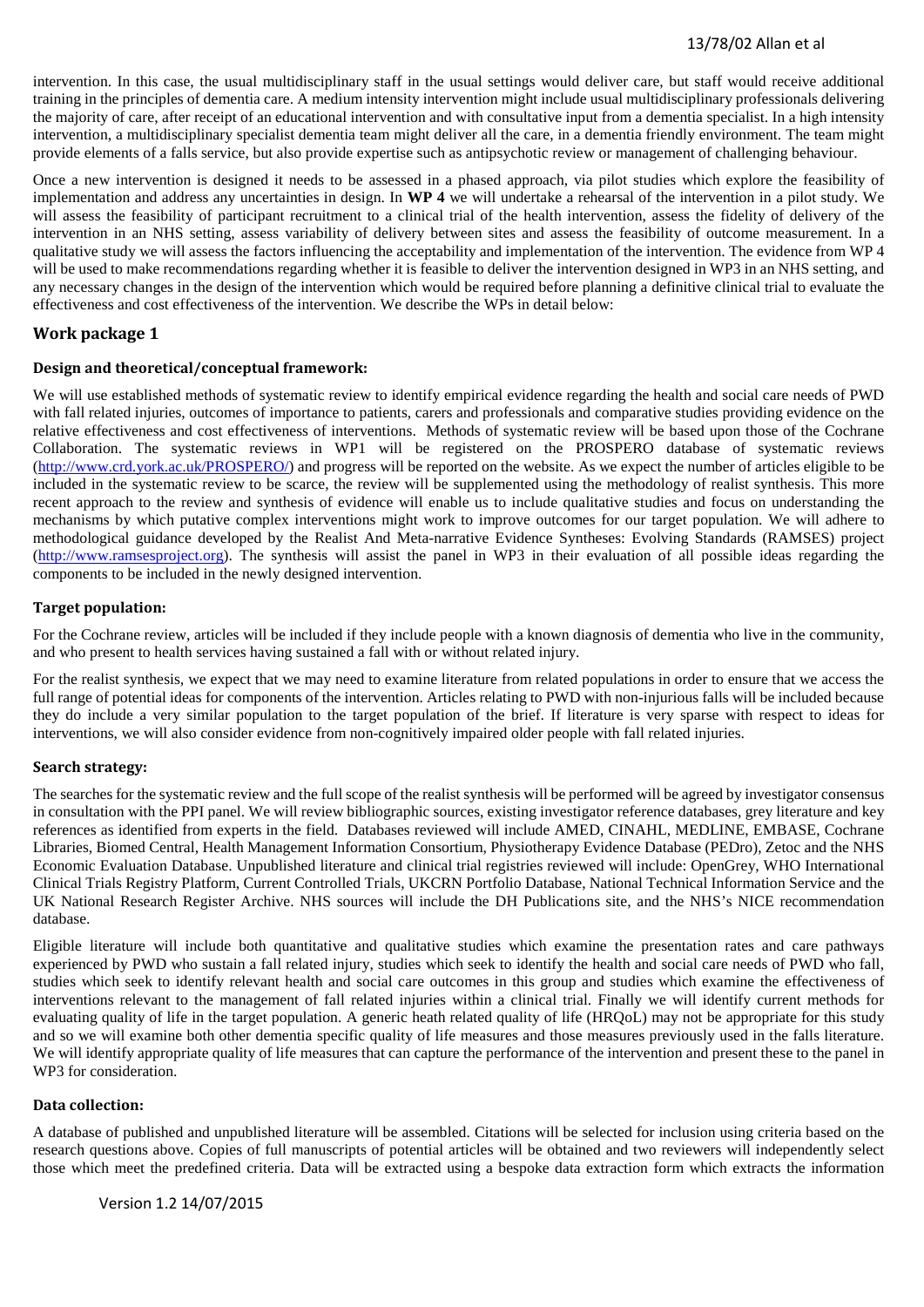intervention. In this case, the usual multidisciplinary staff in the usual settings would deliver care, but staff would receive additional training in the principles of dementia care. A medium intensity intervention might include usual multidisciplinary professionals delivering the majority of care, after receipt of an educational intervention and with consultative input from a dementia specialist. In a high intensity intervention, a multidisciplinary specialist dementia team might deliver all the care, in a dementia friendly environment. The team might provide elements of a falls service, but also provide expertise such as antipsychotic review or management of challenging behaviour.

Once a new intervention is designed it needs to be assessed in a phased approach, via pilot studies which explore the feasibility of implementation and address any uncertainties in design. In **WP 4** we will undertake a rehearsal of the intervention in a pilot study. We will assess the feasibility of participant recruitment to a clinical trial of the health intervention, assess the fidelity of delivery of the intervention in an NHS setting, assess variability of delivery between sites and assess the feasibility of outcome measurement. In a qualitative study we will assess the factors influencing the acceptability and implementation of the intervention. The evidence from WP 4 will be used to make recommendations regarding whether it is feasible to deliver the intervention designed in WP3 in an NHS setting, and any necessary changes in the design of the intervention which would be required before planning a definitive clinical trial to evaluate the effectiveness and cost effectiveness of the intervention. We describe the WPs in detail below:

## Work package 1

### Design and theoretical/conceptual framework:

We will use established methods of systematic review to identify empirical evidence regarding the health and social care needs of PWD with fall related injuries, outcomes of importance to patients, carers and professionals and comparative studies providing evidence on the relative effectiveness and cost effectiveness of interventions. Methods of systematic review will be based upon those of the Cochrane Collaboration. The systematic reviews in WP1 will be registered on the PROSPERO database of systematic reviews (http://www.crd.york.ac.uk/PROSPERO/) and progress will be reported on the website. As we expect the number of articles eligible to be included in the systematic review to be scarce, the review will be supplemented using the methodology of realist synthesis. This more recent approach to the review and synthesis of evidence will enable us to include qualitative studies and focus on understanding the mechanisms by which putative complex interventions might work to improve outcomes for our target population. We will adhere to methodological guidance developed by the Realist And Meta-narrative Evidence Syntheses: Evolving Standards (RAMSES) project (http://www.ramsesproject.org). The synthesis will assist the panel in WP3 in their evaluation of all possible ideas regarding the components to be included in the newly designed intervention.

### Target population:

For the Cochrane review, articles will be included if they include people with a known diagnosis of dementia who live in the community, and who present to health services having sustained a fall with or without related injury.

For the realist synthesis, we expect that we may need to examine literature from related populations in order to ensure that we access the full range of potential ideas for components of the intervention. Articles relating to PWD with non-injurious falls will be included because they do include a very similar population to the target population of the brief. If literature is very sparse with respect to ideas for interventions, we will also consider evidence from non-cognitively impaired older people with fall related injuries.

### Search strategy:

The searches for the systematic review and the full scope of the realist synthesis will be performed will be agreed by investigator consensus in consultation with the PPI panel. We will review bibliographic sources, existing investigator reference databases, grey literature and key references as identified from experts in the field. Databases reviewed will include AMED, CINAHL, MEDLINE, EMBASE, Cochrane Libraries, Biomed Central, Health Management Information Consortium, Physiotherapy Evidence Database (PEDro), Zetoc and the NHS Economic Evaluation Database. Unpublished literature and clinical trial registries reviewed will include: OpenGrey, WHO International Clinical Trials Registry Platform, Current Controlled Trials, UKCRN Portfolio Database, National Technical Information Service and the UK National Research Register Archive. NHS sources will include the DH Publications site, and the NHS's NICE recommendation database.

Eligible literature will include both quantitative and qualitative studies which examine the presentation rates and care pathways experienced by PWD who sustain a fall related injury, studies which seek to identify the health and social care needs of PWD who fall, studies which seek to identify relevant health and social care outcomes in this group and studies which examine the effectiveness of interventions relevant to the management of fall related injuries within a clinical trial. Finally we will identify current methods for evaluating quality of life in the target population. A generic heath related quality of life (HRQoL) may not be appropriate for this study and so we will examine both other dementia specific quality of life measures and those measures previously used in the falls literature. We will identify appropriate quality of life measures that can capture the performance of the intervention and present these to the panel in WP3 for consideration.

### Data collection:

A database of published and unpublished literature will be assembled. Citations will be selected for inclusion using criteria based on the research questions above. Copies of full manuscripts of potential articles will be obtained and two reviewers will independently select those which meet the predefined criteria. Data will be extracted using a bespoke data extraction form which extracts the information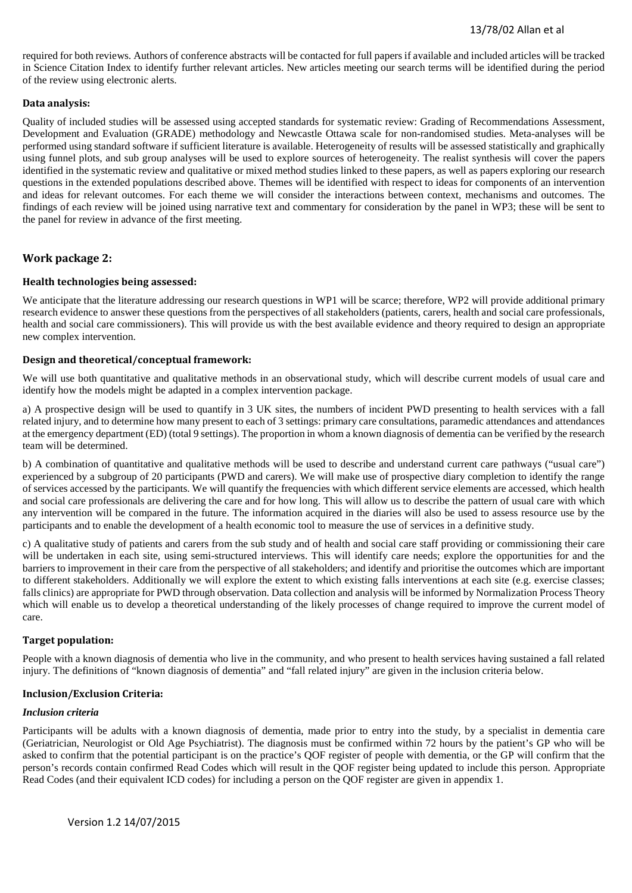required for both reviews. Authors of conference abstracts will be contacted for full papers if available and included articles will be tracked in Science Citation Index to identify further relevant articles. New articles meeting our search terms will be identified during the period of the review using electronic alerts.

### Data analysis:

Quality of included studies will be assessed using accepted standards for systematic review: Grading of Recommendations Assessment, Development and Evaluation (GRADE) methodology and Newcastle Ottawa scale for non-randomised studies. Meta-analyses will be performed using standard software if sufficient literature is available. Heterogeneity of results will be assessed statistically and graphically using funnel plots, and sub group analyses will be used to explore sources of heterogeneity. The realist synthesis will cover the papers identified in the systematic review and qualitative or mixed method studies linked to these papers, as well as papers exploring our research questions in the extended populations described above. Themes will be identified with respect to ideas for components of an intervention and ideas for relevant outcomes. For each theme we will consider the interactions between context, mechanisms and outcomes. The findings of each review will be joined using narrative text and commentary for consideration by the panel in WP3; these will be sent to the panel for review in advance of the first meeting.

## Work package 2:

### Health technologies being assessed:

We anticipate that the literature addressing our research questions in WP1 will be scarce; therefore, WP2 will provide additional primary research evidence to answer these questions from the perspectives of all stakeholders (patients, carers, health and social care professionals, health and social care commissioners). This will provide us with the best available evidence and theory required to design an appropriate new complex intervention.

### Design and theoretical/conceptual framework:

We will use both quantitative and qualitative methods in an observational study, which will describe current models of usual care and identify how the models might be adapted in a complex intervention package.

a) A prospective design will be used to quantify in 3 UK sites, the numbers of incident PWD presenting to health services with a fall related injury, and to determine how many present to each of 3 settings: primary care consultations, paramedic attendances and attendances at the emergency department (ED) (total 9 settings). The proportion in whom a known diagnosis of dementia can be verified by the research team will be determined.

b) A combination of quantitative and qualitative methods will be used to describe and understand current care pathways ("usual care") experienced by a subgroup of 20 participants (PWD and carers). We will make use of prospective diary completion to identify the range of services accessed by the participants. We will quantify the frequencies with which different service elements are accessed, which health and social care professionals are delivering the care and for how long. This will allow us to describe the pattern of usual care with which any intervention will be compared in the future. The information acquired in the diaries will also be used to assess resource use by the participants and to enable the development of a health economic tool to measure the use of services in a definitive study.

c) A qualitative study of patients and carers from the sub study and of health and social care staff providing or commissioning their care will be undertaken in each site, using semi-structured interviews. This will identify care needs; explore the opportunities for and the barriers to improvement in their care from the perspective of all stakeholders; and identify and prioritise the outcomes which are important to different stakeholders. Additionally we will explore the extent to which existing falls interventions at each site (e.g. exercise classes; falls clinics) are appropriate for PWD through observation. Data collection and analysis will be informed by Normalization Process Theory which will enable us to develop a theoretical understanding of the likely processes of change required to improve the current model of care.

### Target population:

People with a known diagnosis of dementia who live in the community, and who present to health services having sustained a fall related injury. The definitions of "known diagnosis of dementia" and "fall related injury" are given in the inclusion criteria below.

### Inclusion/Exclusion Criteria:

#### *Inclusion criteria*

Participants will be adults with a known diagnosis of dementia, made prior to entry into the study, by a specialist in dementia care (Geriatrician, Neurologist or Old Age Psychiatrist). The diagnosis must be confirmed within 72 hours by the patient's GP who will be asked to confirm that the potential participant is on the practice's QOF register of people with dementia, or the GP will confirm that the person's records contain confirmed Read Codes which will result in the QOF register being updated to include this person. Appropriate Read Codes (and their equivalent ICD codes) for including a person on the QOF register are given in appendix 1.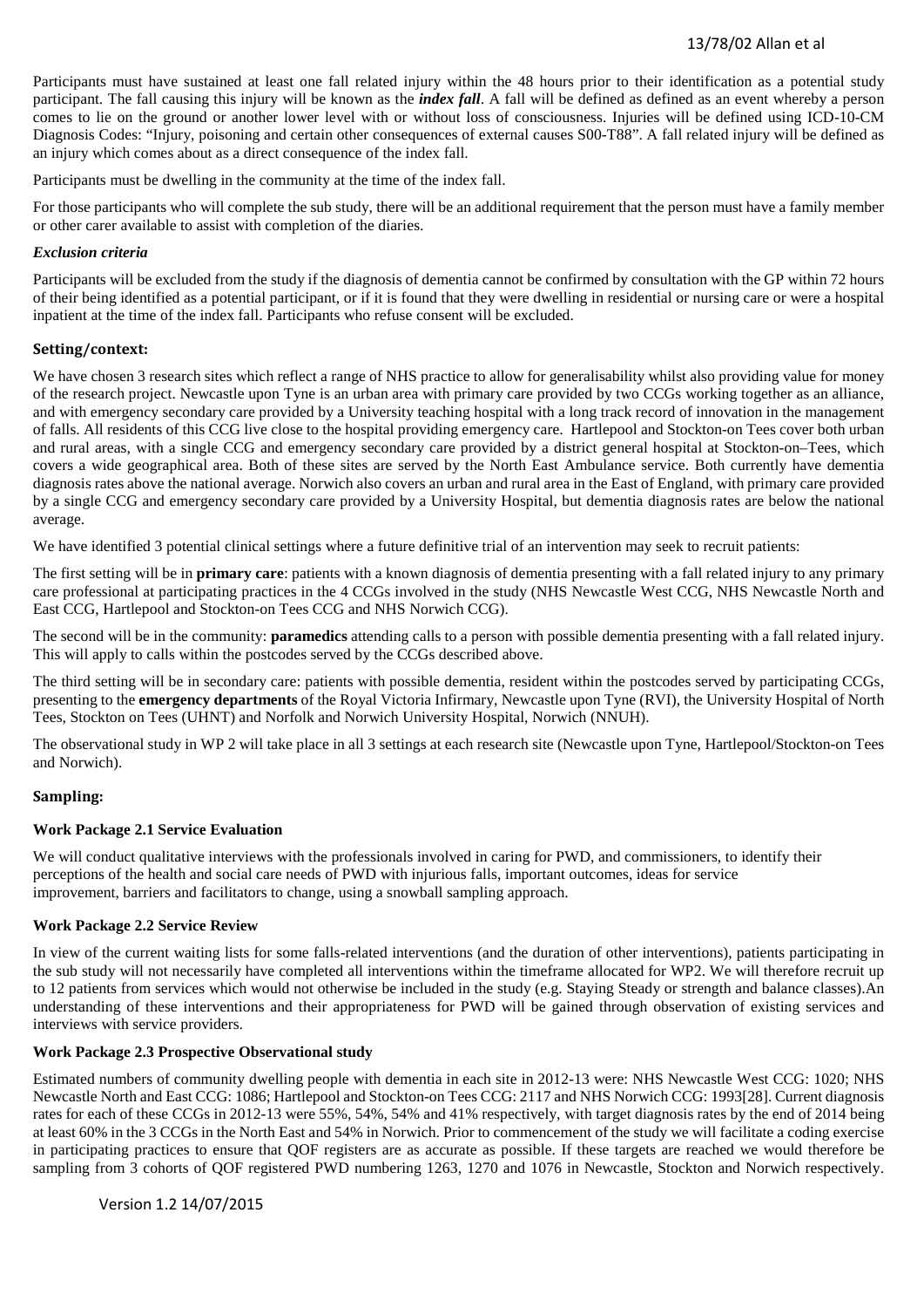Participants must have sustained at least one fall related injury within the 48 hours prior to their identification as a potential study participant. The fall causing this injury will be known as the ***index fall***. A fall will be defined as defined as an event whereby a person comes to lie on the ground or another lower level with or without loss of consciousness. Injuries will be defined using ICD-10-CM Diagnosis Codes: "Injury, poisoning and certain other consequences of external causes S00-T88". A fall related injury will be defined as an injury which comes about as a direct consequence of the index fall.

Participants must be dwelling in the community at the time of the index fall.

For those participants who will complete the sub study, there will be an additional requirement that the person must have a family member or other carer available to assist with completion of the diaries.

***Exclusion criteria***

Participants will be excluded from the study if the diagnosis of dementia cannot be confirmed by consultation with the GP within 72 hours of their being identified as a potential participant, or if it is found that they were dwelling in residential or nursing care or were a hospital inpatient at the time of the index fall. Participants who refuse consent will be excluded.

### Setting/context:

We have chosen 3 research sites which reflect a range of NHS practice to allow for generalisability whilst also providing value for money of the research project. Newcastle upon Tyne is an urban area with primary care provided by two CCGs working together as an alliance, and with emergency secondary care provided by a University teaching hospital with a long track record of innovation in the management of falls. All residents of this CCG live close to the hospital providing emergency care. Hartlepool and Stockton-on Tees cover both urban and rural areas, with a single CCG and emergency secondary care provided by a district general hospital at Stockton-on–Tees, which covers a wide geographical area. Both of these sites are served by the North East Ambulance service. Both currently have dementia diagnosis rates above the national average. Norwich also covers an urban and rural area in the East of England, with primary care provided by a single CCG and emergency secondary care provided by a University Hospital, but dementia diagnosis rates are below the national average.

We have identified 3 potential clinical settings where a future definitive trial of an intervention may seek to recruit patients:

The first setting will be in **primary care**: patients with a known diagnosis of dementia presenting with a fall related injury to any primary care professional at participating practices in the 4 CCGs involved in the study (NHS Newcastle West CCG, NHS Newcastle North and East CCG, Hartlepool and Stockton-on Tees CCG and NHS Norwich CCG).

The second will be in the community: **paramedics** attending calls to a person with possible dementia presenting with a fall related injury. This will apply to calls within the postcodes served by the CCGs described above.

The third setting will be in secondary care: patients with possible dementia, resident within the postcodes served by participating CCGs, presenting to the **emergency departments** of the Royal Victoria Infirmary, Newcastle upon Tyne (RVI), the University Hospital of North Tees, Stockton on Tees (UHNT) and Norfolk and Norwich University Hospital, Norwich (NNUH).

The observational study in WP 2 will take place in all 3 settings at each research site (Newcastle upon Tyne, Hartlepool/Stockton-on Tees and Norwich).

### Sampling:

**Work Package 2.1 Service Evaluation**

We will conduct qualitative interviews with the professionals involved in caring for PWD, and commissioners, to identify their perceptions of the health and social care needs of PWD with injurious falls, important outcomes, ideas for service improvement, barriers and facilitators to change, using a snowball sampling approach.

**Work Package 2.2 Service Review**

In view of the current waiting lists for some falls-related interventions (and the duration of other interventions), patients participating in the sub study will not necessarily have completed all interventions within the timeframe allocated for WP2. We will therefore recruit up to 12 patients from services which would not otherwise be included in the study (e.g. Staying Steady or strength and balance classes).An understanding of these interventions and their appropriateness for PWD will be gained through observation of existing services and interviews with service providers.

**Work Package 2.3 Prospective Observational study**

Estimated numbers of community dwelling people with dementia in each site in 2012-13 were: NHS Newcastle West CCG: 1020; NHS Newcastle North and East CCG: 1086; Hartlepool and Stockton-on Tees CCG: 2117 and NHS Norwich CCG: 1993[28]. Current diagnosis rates for each of these CCGs in 2012-13 were 55%, 54%, 54% and 41% respectively, with target diagnosis rates by the end of 2014 being at least 60% in the 3 CCGs in the North East and 54% in Norwich. Prior to commencement of the study we will facilitate a coding exercise in participating practices to ensure that QOF registers are as accurate as possible. If these targets are reached we would therefore be sampling from 3 cohorts of QOF registered PWD numbering 1263, 1270 and 1076 in Newcastle, Stockton and Norwich respectively.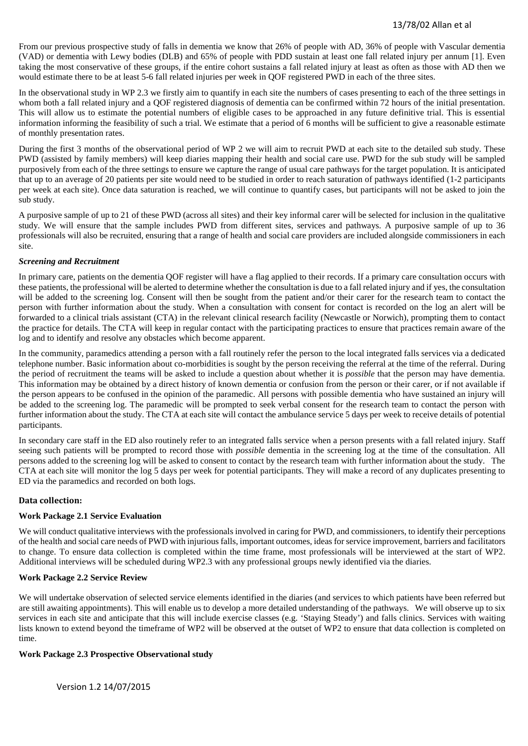From our previous prospective study of falls in dementia we know that 26% of people with AD, 36% of people with Vascular dementia (VAD) or dementia with Lewy bodies (DLB) and 65% of people with PDD sustain at least one fall related injury per annum [1]. Even taking the most conservative of these groups, if the entire cohort sustains a fall related injury at least as often as those with AD then we would estimate there to be at least 5-6 fall related injuries per week in QOF registered PWD in each of the three sites.

In the observational study in WP 2.3 we firstly aim to quantify in each site the numbers of cases presenting to each of the three settings in whom both a fall related injury and a QOF registered diagnosis of dementia can be confirmed within 72 hours of the initial presentation. This will allow us to estimate the potential numbers of eligible cases to be approached in any future definitive trial. This is essential information informing the feasibility of such a trial. We estimate that a period of 6 months will be sufficient to give a reasonable estimate of monthly presentation rates.

During the first 3 months of the observational period of WP 2 we will aim to recruit PWD at each site to the detailed sub study. These PWD (assisted by family members) will keep diaries mapping their health and social care use. PWD for the sub study will be sampled purposively from each of the three settings to ensure we capture the range of usual care pathways for the target population. It is anticipated that up to an average of 20 patients per site would need to be studied in order to reach saturation of pathways identified (1-2 participants per week at each site). Once data saturation is reached, we will continue to quantify cases, but participants will not be asked to join the sub study.

A purposive sample of up to 21 of these PWD (across all sites) and their key informal carer will be selected for inclusion in the qualitative study. We will ensure that the sample includes PWD from different sites, services and pathways. A purposive sample of up to 36 professionals will also be recruited, ensuring that a range of health and social care providers are included alongside commissioners in each site.

***Screening and Recruitment***

In primary care, patients on the dementia QOF register will have a flag applied to their records. If a primary care consultation occurs with these patients, the professional will be alerted to determine whether the consultation is due to a fall related injury and if yes, the consultation will be added to the screening log. Consent will then be sought from the patient and/or their carer for the research team to contact the person with further information about the study. When a consultation with consent for contact is recorded on the log an alert will be forwarded to a clinical trials assistant (CTA) in the relevant clinical research facility (Newcastle or Norwich), prompting them to contact the practice for details. The CTA will keep in regular contact with the participating practices to ensure that practices remain aware of the log and to identify and resolve any obstacles which become apparent.

In the community, paramedics attending a person with a fall routinely refer the person to the local integrated falls services via a dedicated telephone number. Basic information about co-morbidities is sought by the person receiving the referral at the time of the referral. During the period of recruitment the teams will be asked to include a question about whether it is *possible* that the person may have dementia. This information may be obtained by a direct history of known dementia or confusion from the person or their carer, or if not available if the person appears to be confused in the opinion of the paramedic. All persons with possible dementia who have sustained an injury will be added to the screening log. The paramedic will be prompted to seek verbal consent for the research team to contact the person with further information about the study. The CTA at each site will contact the ambulance service 5 days per week to receive details of potential participants.

In secondary care staff in the ED also routinely refer to an integrated falls service when a person presents with a fall related injury. Staff seeing such patients will be prompted to record those with *possible* dementia in the screening log at the time of the consultation. All persons added to the screening log will be asked to consent to contact by the research team with further information about the study. The CTA at each site will monitor the log 5 days per week for potential participants. They will make a record of any duplicates presenting to ED via the paramedics and recorded on both logs.

**Data collection:**

**Work Package 2.1 Service Evaluation**

We will conduct qualitative interviews with the professionals involved in caring for PWD, and commissioners, to identify their perceptions of the health and social care needs of PWD with injurious falls, important outcomes, ideas for service improvement, barriers and facilitators to change. To ensure data collection is completed within the time frame, most professionals will be interviewed at the start of WP2. Additional interviews will be scheduled during WP2.3 with any professional groups newly identified via the diaries.

**Work Package 2.2 Service Review**

We will undertake observation of selected service elements identified in the diaries (and services to which patients have been referred but are still awaiting appointments). This will enable us to develop a more detailed understanding of the pathways. We will observe up to six services in each site and anticipate that this will include exercise classes (e.g. 'Staying Steady') and falls clinics. Services with waiting lists known to extend beyond the timeframe of WP2 will be observed at the outset of WP2 to ensure that data collection is completed on time.

**Work Package 2.3 Prospective Observational study**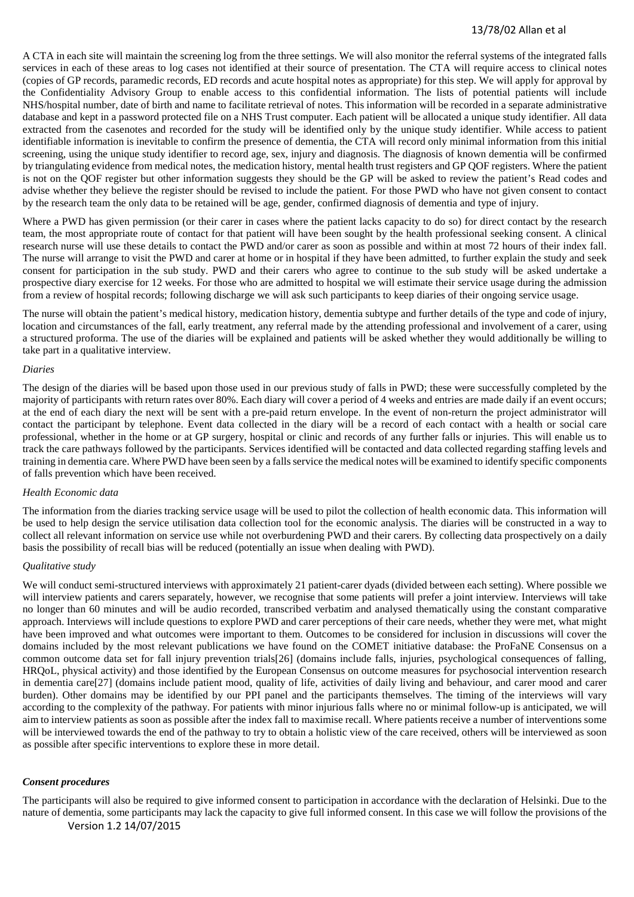A CTA in each site will maintain the screening log from the three settings. We will also monitor the referral systems of the integrated falls services in each of these areas to log cases not identified at their source of presentation. The CTA will require access to clinical notes (copies of GP records, paramedic records, ED records and acute hospital notes as appropriate) for this step. We will apply for approval by the Confidentiality Advisory Group to enable access to this confidential information. The lists of potential patients will include NHS/hospital number, date of birth and name to facilitate retrieval of notes. This information will be recorded in a separate administrative database and kept in a password protected file on a NHS Trust computer. Each patient will be allocated a unique study identifier. All data extracted from the casenotes and recorded for the study will be identified only by the unique study identifier. While access to patient identifiable information is inevitable to confirm the presence of dementia, the CTA will record only minimal information from this initial screening, using the unique study identifier to record age, sex, injury and diagnosis. The diagnosis of known dementia will be confirmed by triangulating evidence from medical notes, the medication history, mental health trust registers and GP QOF registers. Where the patient is not on the QOF register but other information suggests they should be the GP will be asked to review the patient's Read codes and advise whether they believe the register should be revised to include the patient. For those PWD who have not given consent to contact by the research team the only data to be retained will be age, gender, confirmed diagnosis of dementia and type of injury.

Where a PWD has given permission (or their carer in cases where the patient lacks capacity to do so) for direct contact by the research team, the most appropriate route of contact for that patient will have been sought by the health professional seeking consent. A clinical research nurse will use these details to contact the PWD and/or carer as soon as possible and within at most 72 hours of their index fall. The nurse will arrange to visit the PWD and carer at home or in hospital if they have been admitted, to further explain the study and seek consent for participation in the sub study. PWD and their carers who agree to continue to the sub study will be asked undertake a prospective diary exercise for 12 weeks. For those who are admitted to hospital we will estimate their service usage during the admission from a review of hospital records; following discharge we will ask such participants to keep diaries of their ongoing service usage.

The nurse will obtain the patient's medical history, medication history, dementia subtype and further details of the type and code of injury, location and circumstances of the fall, early treatment, any referral made by the attending professional and involvement of a carer, using a structured proforma. The use of the diaries will be explained and patients will be asked whether they would additionally be willing to take part in a qualitative interview.

*Diaries*

The design of the diaries will be based upon those used in our previous study of falls in PWD; these were successfully completed by the majority of participants with return rates over 80%. Each diary will cover a period of 4 weeks and entries are made daily if an event occurs; at the end of each diary the next will be sent with a pre-paid return envelope. In the event of non-return the project administrator will contact the participant by telephone. Event data collected in the diary will be a record of each contact with a health or social care professional, whether in the home or at GP surgery, hospital or clinic and records of any further falls or injuries. This will enable us to track the care pathways followed by the participants. Services identified will be contacted and data collected regarding staffing levels and training in dementia care. Where PWD have been seen by a falls service the medical notes will be examined to identify specific components of falls prevention which have been received.

*Health Economic data*

The information from the diaries tracking service usage will be used to pilot the collection of health economic data. This information will be used to help design the service utilisation data collection tool for the economic analysis. The diaries will be constructed in a way to collect all relevant information on service use while not overburdening PWD and their carers. By collecting data prospectively on a daily basis the possibility of recall bias will be reduced (potentially an issue when dealing with PWD).

*Qualitative study*

We will conduct semi-structured interviews with approximately 21 patient-carer dyads (divided between each setting). Where possible we will interview patients and carers separately, however, we recognise that some patients will prefer a joint interview. Interviews will take no longer than 60 minutes and will be audio recorded, transcribed verbatim and analysed thematically using the constant comparative approach. Interviews will include questions to explore PWD and carer perceptions of their care needs, whether they were met, what might have been improved and what outcomes were important to them. Outcomes to be considered for inclusion in discussions will cover the domains included by the most relevant publications we have found on the COMET initiative database: the ProFaNE Consensus on a common outcome data set for fall injury prevention trials[26] (domains include falls, injuries, psychological consequences of falling, HRQoL, physical activity) and those identified by the European Consensus on outcome measures for psychosocial intervention research in dementia care[27] (domains include patient mood, quality of life, activities of daily living and behaviour, and carer mood and carer burden). Other domains may be identified by our PPI panel and the participants themselves. The timing of the interviews will vary according to the complexity of the pathway. For patients with minor injurious falls where no or minimal follow-up is anticipated, we will aim to interview patients as soon as possible after the index fall to maximise recall. Where patients receive a number of interventions some will be interviewed towards the end of the pathway to try to obtain a holistic view of the care received, others will be interviewed as soon as possible after specific interventions to explore these in more detail.

***Consent procedures***

The participants will also be required to give informed consent to participation in accordance with the declaration of Helsinki. Due to the nature of dementia, some participants may lack the capacity to give full informed consent. In this case we will follow the provisions of the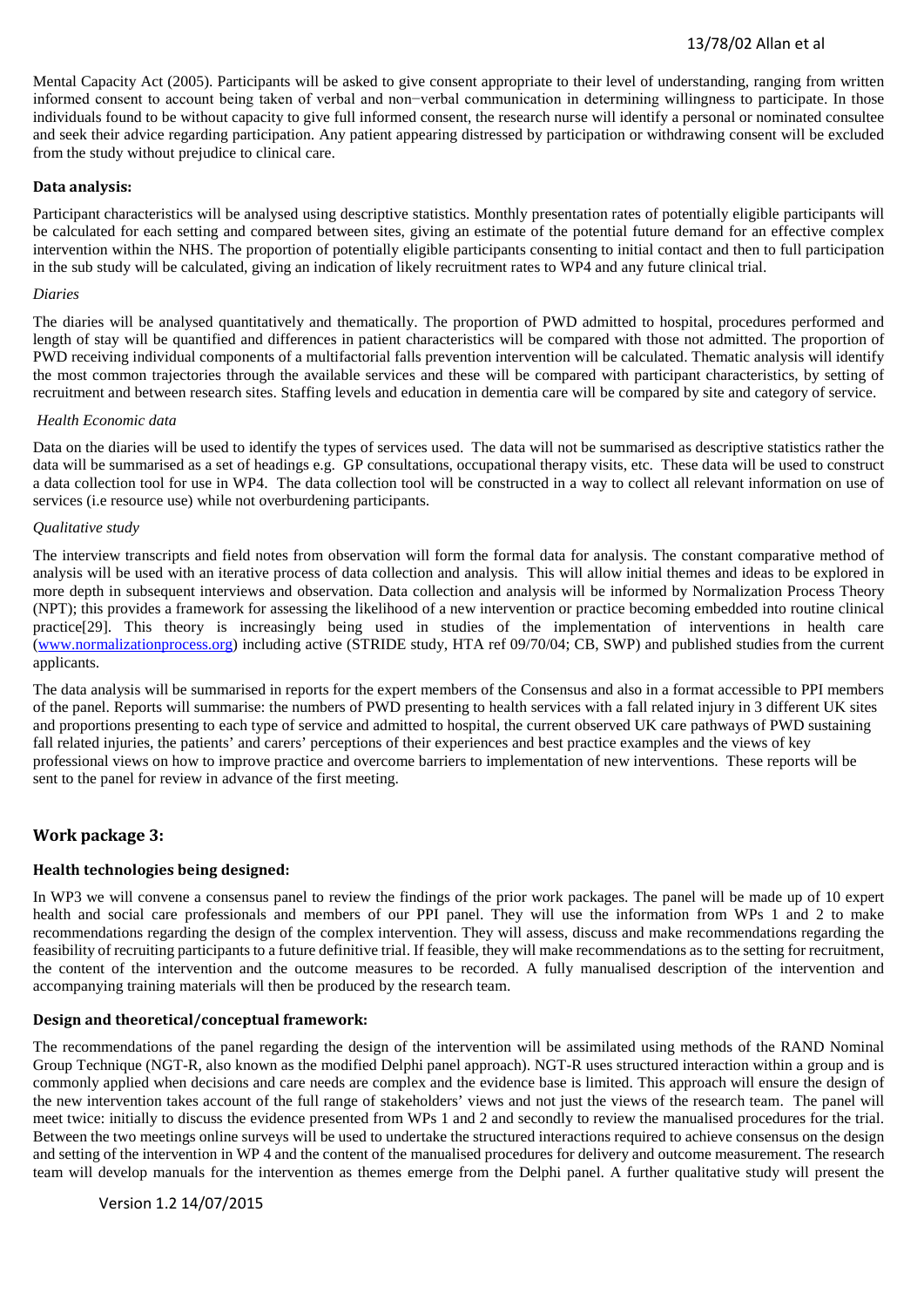Mental Capacity Act (2005). Participants will be asked to give consent appropriate to their level of understanding, ranging from written informed consent to account being taken of verbal and non−verbal communication in determining willingness to participate. In those individuals found to be without capacity to give full informed consent, the research nurse will identify a personal or nominated consultee and seek their advice regarding participation. Any patient appearing distressed by participation or withdrawing consent will be excluded from the study without prejudice to clinical care.

**Data analysis:**

Participant characteristics will be analysed using descriptive statistics. Monthly presentation rates of potentially eligible participants will be calculated for each setting and compared between sites, giving an estimate of the potential future demand for an effective complex intervention within the NHS. The proportion of potentially eligible participants consenting to initial contact and then to full participation in the sub study will be calculated, giving an indication of likely recruitment rates to WP4 and any future clinical trial.

*Diaries*

The diaries will be analysed quantitatively and thematically. The proportion of PWD admitted to hospital, procedures performed and length of stay will be quantified and differences in patient characteristics will be compared with those not admitted. The proportion of PWD receiving individual components of a multifactorial falls prevention intervention will be calculated. Thematic analysis will identify the most common trajectories through the available services and these will be compared with participant characteristics, by setting of recruitment and between research sites. Staffing levels and education in dementia care will be compared by site and category of service.

*Health Economic data*

Data on the diaries will be used to identify the types of services used. The data will not be summarised as descriptive statistics rather the data will be summarised as a set of headings e.g. GP consultations, occupational therapy visits, etc. These data will be used to construct a data collection tool for use in WP4. The data collection tool will be constructed in a way to collect all relevant information on use of services (i.e resource use) while not overburdening participants.

*Qualitative study*

The interview transcripts and field notes from observation will form the formal data for analysis. The constant comparative method of analysis will be used with an iterative process of data collection and analysis. This will allow initial themes and ideas to be explored in more depth in subsequent interviews and observation. Data collection and analysis will be informed by Normalization Process Theory (NPT); this provides a framework for assessing the likelihood of a new intervention or practice becoming embedded into routine clinical practice[29]. This theory is increasingly being used in studies of the implementation of interventions in health care (www.normalizationprocess.org) including active (STRIDE study, HTA ref 09/70/04; CB, SWP) and published studies from the current applicants.

The data analysis will be summarised in reports for the expert members of the Consensus and also in a format accessible to PPI members of the panel. Reports will summarise: the numbers of PWD presenting to health services with a fall related injury in 3 different UK sites and proportions presenting to each type of service and admitted to hospital, the current observed UK care pathways of PWD sustaining fall related injuries, the patients' and carers' perceptions of their experiences and best practice examples and the views of key professional views on how to improve practice and overcome barriers to implementation of new interventions. These reports will be sent to the panel for review in advance of the first meeting.

## Work package 3:

**Health technologies being designed:**

In WP3 we will convene a consensus panel to review the findings of the prior work packages. The panel will be made up of 10 expert health and social care professionals and members of our PPI panel. They will use the information from WPs 1 and 2 to make recommendations regarding the design of the complex intervention. They will assess, discuss and make recommendations regarding the feasibility of recruiting participants to a future definitive trial. If feasible, they will make recommendations as to the setting for recruitment, the content of the intervention and the outcome measures to be recorded. A fully manualised description of the intervention and accompanying training materials will then be produced by the research team.

**Design and theoretical/conceptual framework:**

The recommendations of the panel regarding the design of the intervention will be assimilated using methods of the RAND Nominal Group Technique (NGT-R, also known as the modified Delphi panel approach). NGT-R uses structured interaction within a group and is commonly applied when decisions and care needs are complex and the evidence base is limited. This approach will ensure the design of the new intervention takes account of the full range of stakeholders' views and not just the views of the research team. The panel will meet twice: initially to discuss the evidence presented from WPs 1 and 2 and secondly to review the manualised procedures for the trial. Between the two meetings online surveys will be used to undertake the structured interactions required to achieve consensus on the design and setting of the intervention in WP 4 and the content of the manualised procedures for delivery and outcome measurement. The research team will develop manuals for the intervention as themes emerge from the Delphi panel. A further qualitative study will present the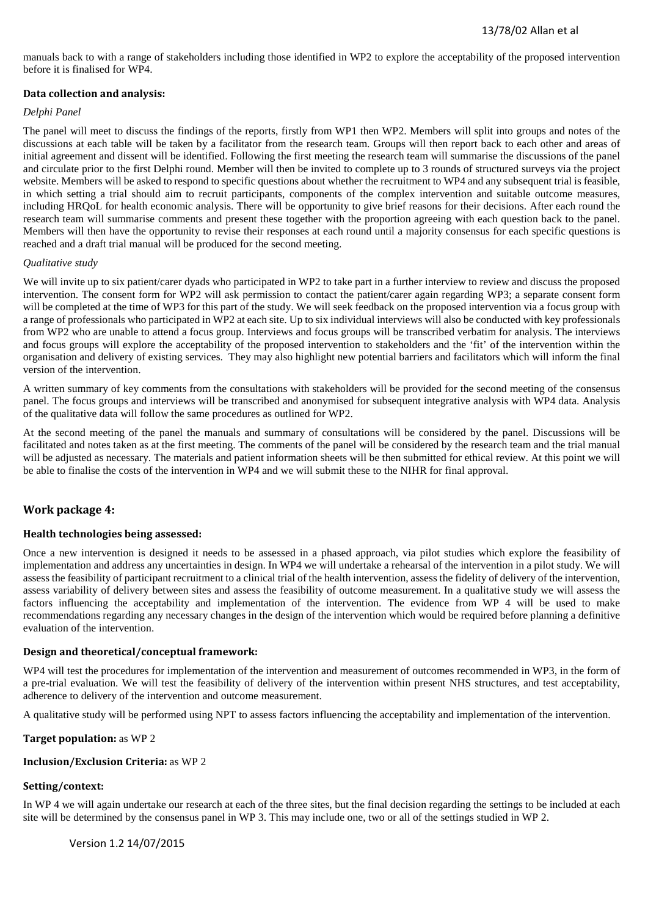manuals back to with a range of stakeholders including those identified in WP2 to explore the acceptability of the proposed intervention before it is finalised for WP4.

### Data collection and analysis:

*Delphi Panel*

The panel will meet to discuss the findings of the reports, firstly from WP1 then WP2. Members will split into groups and notes of the discussions at each table will be taken by a facilitator from the research team. Groups will then report back to each other and areas of initial agreement and dissent will be identified. Following the first meeting the research team will summarise the discussions of the panel and circulate prior to the first Delphi round. Member will then be invited to complete up to 3 rounds of structured surveys via the project website. Members will be asked to respond to specific questions about whether the recruitment to WP4 and any subsequent trial is feasible, in which setting a trial should aim to recruit participants, components of the complex intervention and suitable outcome measures, including HRQoL for health economic analysis. There will be opportunity to give brief reasons for their decisions. After each round the research team will summarise comments and present these together with the proportion agreeing with each question back to the panel. Members will then have the opportunity to revise their responses at each round until a majority consensus for each specific questions is reached and a draft trial manual will be produced for the second meeting.

*Qualitative study*

We will invite up to six patient/carer dyads who participated in WP2 to take part in a further interview to review and discuss the proposed intervention. The consent form for WP2 will ask permission to contact the patient/carer again regarding WP3; a separate consent form will be completed at the time of WP3 for this part of the study. We will seek feedback on the proposed intervention via a focus group with a range of professionals who participated in WP2 at each site. Up to six individual interviews will also be conducted with key professionals from WP2 who are unable to attend a focus group. Interviews and focus groups will be transcribed verbatim for analysis. The interviews and focus groups will explore the acceptability of the proposed intervention to stakeholders and the 'fit' of the intervention within the organisation and delivery of existing services. They may also highlight new potential barriers and facilitators which will inform the final version of the intervention.

A written summary of key comments from the consultations with stakeholders will be provided for the second meeting of the consensus panel. The focus groups and interviews will be transcribed and anonymised for subsequent integrative analysis with WP4 data. Analysis of the qualitative data will follow the same procedures as outlined for WP2.

At the second meeting of the panel the manuals and summary of consultations will be considered by the panel. Discussions will be facilitated and notes taken as at the first meeting. The comments of the panel will be considered by the research team and the trial manual will be adjusted as necessary. The materials and patient information sheets will be then submitted for ethical review. At this point we will be able to finalise the costs of the intervention in WP4 and we will submit these to the NIHR for final approval.

## Work package 4:

### Health technologies being assessed:

Once a new intervention is designed it needs to be assessed in a phased approach, via pilot studies which explore the feasibility of implementation and address any uncertainties in design. In WP4 we will undertake a rehearsal of the intervention in a pilot study. We will assess the feasibility of participant recruitment to a clinical trial of the health intervention, assess the fidelity of delivery of the intervention, assess variability of delivery between sites and assess the feasibility of outcome measurement. In a qualitative study we will assess the factors influencing the acceptability and implementation of the intervention. The evidence from WP 4 will be used to make recommendations regarding any necessary changes in the design of the intervention which would be required before planning a definitive evaluation of the intervention.

### Design and theoretical/conceptual framework:

WP4 will test the procedures for implementation of the intervention and measurement of outcomes recommended in WP3, in the form of a pre-trial evaluation. We will test the feasibility of delivery of the intervention within present NHS structures, and test acceptability, adherence to delivery of the intervention and outcome measurement.

A qualitative study will be performed using NPT to assess factors influencing the acceptability and implementation of the intervention.

**Target population:** as WP 2

**Inclusion/Exclusion Criteria:** as WP 2

### Setting/context:

In WP 4 we will again undertake our research at each of the three sites, but the final decision regarding the settings to be included at each site will be determined by the consensus panel in WP 3. This may include one, two or all of the settings studied in WP 2.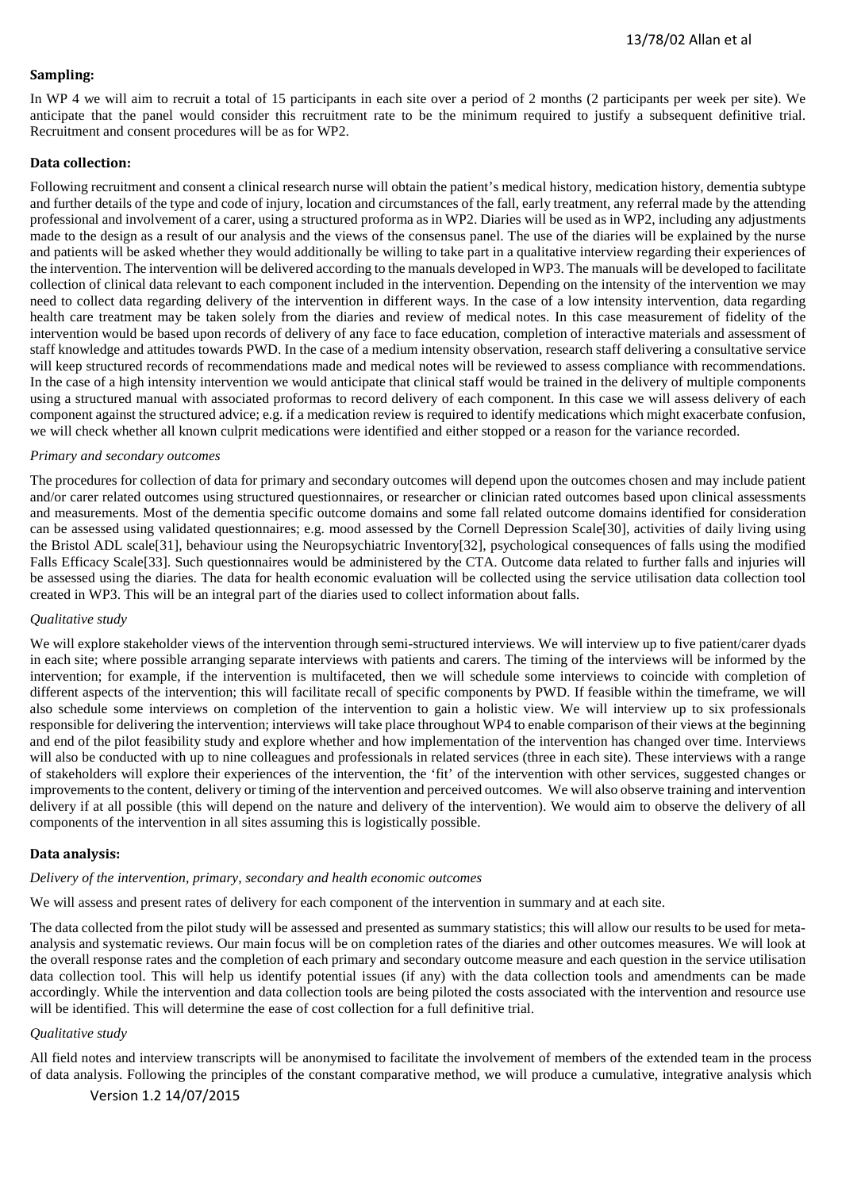**Sampling:**

In WP 4 we will aim to recruit a total of 15 participants in each site over a period of 2 months (2 participants per week per site). We anticipate that the panel would consider this recruitment rate to be the minimum required to justify a subsequent definitive trial. Recruitment and consent procedures will be as for WP2.

**Data collection:**

Following recruitment and consent a clinical research nurse will obtain the patient's medical history, medication history, dementia subtype and further details of the type and code of injury, location and circumstances of the fall, early treatment, any referral made by the attending professional and involvement of a carer, using a structured proforma as in WP2. Diaries will be used as in WP2, including any adjustments made to the design as a result of our analysis and the views of the consensus panel. The use of the diaries will be explained by the nurse and patients will be asked whether they would additionally be willing to take part in a qualitative interview regarding their experiences of the intervention. The intervention will be delivered according to the manuals developed in WP3. The manuals will be developed to facilitate collection of clinical data relevant to each component included in the intervention. Depending on the intensity of the intervention we may need to collect data regarding delivery of the intervention in different ways. In the case of a low intensity intervention, data regarding health care treatment may be taken solely from the diaries and review of medical notes. In this case measurement of fidelity of the intervention would be based upon records of delivery of any face to face education, completion of interactive materials and assessment of staff knowledge and attitudes towards PWD. In the case of a medium intensity observation, research staff delivering a consultative service will keep structured records of recommendations made and medical notes will be reviewed to assess compliance with recommendations. In the case of a high intensity intervention we would anticipate that clinical staff would be trained in the delivery of multiple components using a structured manual with associated proformas to record delivery of each component. In this case we will assess delivery of each component against the structured advice; e.g. if a medication review is required to identify medications which might exacerbate confusion, we will check whether all known culprit medications were identified and either stopped or a reason for the variance recorded.

*Primary and secondary outcomes*

The procedures for collection of data for primary and secondary outcomes will depend upon the outcomes chosen and may include patient and/or carer related outcomes using structured questionnaires, or researcher or clinician rated outcomes based upon clinical assessments and measurements. Most of the dementia specific outcome domains and some fall related outcome domains identified for consideration can be assessed using validated questionnaires; e.g. mood assessed by the Cornell Depression Scale[30], activities of daily living using the Bristol ADL scale[31], behaviour using the Neuropsychiatric Inventory[32], psychological consequences of falls using the modified Falls Efficacy Scale[33]. Such questionnaires would be administered by the CTA. Outcome data related to further falls and injuries will be assessed using the diaries. The data for health economic evaluation will be collected using the service utilisation data collection tool created in WP3. This will be an integral part of the diaries used to collect information about falls.

*Qualitative study*

We will explore stakeholder views of the intervention through semi-structured interviews. We will interview up to five patient/carer dyads in each site; where possible arranging separate interviews with patients and carers. The timing of the interviews will be informed by the intervention; for example, if the intervention is multifaceted, then we will schedule some interviews to coincide with completion of different aspects of the intervention; this will facilitate recall of specific components by PWD. If feasible within the timeframe, we will also schedule some interviews on completion of the intervention to gain a holistic view. We will interview up to six professionals responsible for delivering the intervention; interviews will take place throughout WP4 to enable comparison of their views at the beginning and end of the pilot feasibility study and explore whether and how implementation of the intervention has changed over time. Interviews will also be conducted with up to nine colleagues and professionals in related services (three in each site). These interviews with a range of stakeholders will explore their experiences of the intervention, the 'fit' of the intervention with other services, suggested changes or improvements to the content, delivery or timing of the intervention and perceived outcomes. We will also observe training and intervention delivery if at all possible (this will depend on the nature and delivery of the intervention). We would aim to observe the delivery of all components of the intervention in all sites assuming this is logistically possible.

**Data analysis:**

*Delivery of the intervention, primary, secondary and health economic outcomes*

We will assess and present rates of delivery for each component of the intervention in summary and at each site.

The data collected from the pilot study will be assessed and presented as summary statistics; this will allow our results to be used for meta-analysis and systematic reviews. Our main focus will be on completion rates of the diaries and other outcomes measures. We will look at the overall response rates and the completion of each primary and secondary outcome measure and each question in the service utilisation data collection tool. This will help us identify potential issues (if any) with the data collection tools and amendments can be made accordingly. While the intervention and data collection tools are being piloted the costs associated with the intervention and resource use will be identified. This will determine the ease of cost collection for a full definitive trial.

*Qualitative study*

All field notes and interview transcripts will be anonymised to facilitate the involvement of members of the extended team in the process of data analysis. Following the principles of the constant comparative method, we will produce a cumulative, integrative analysis which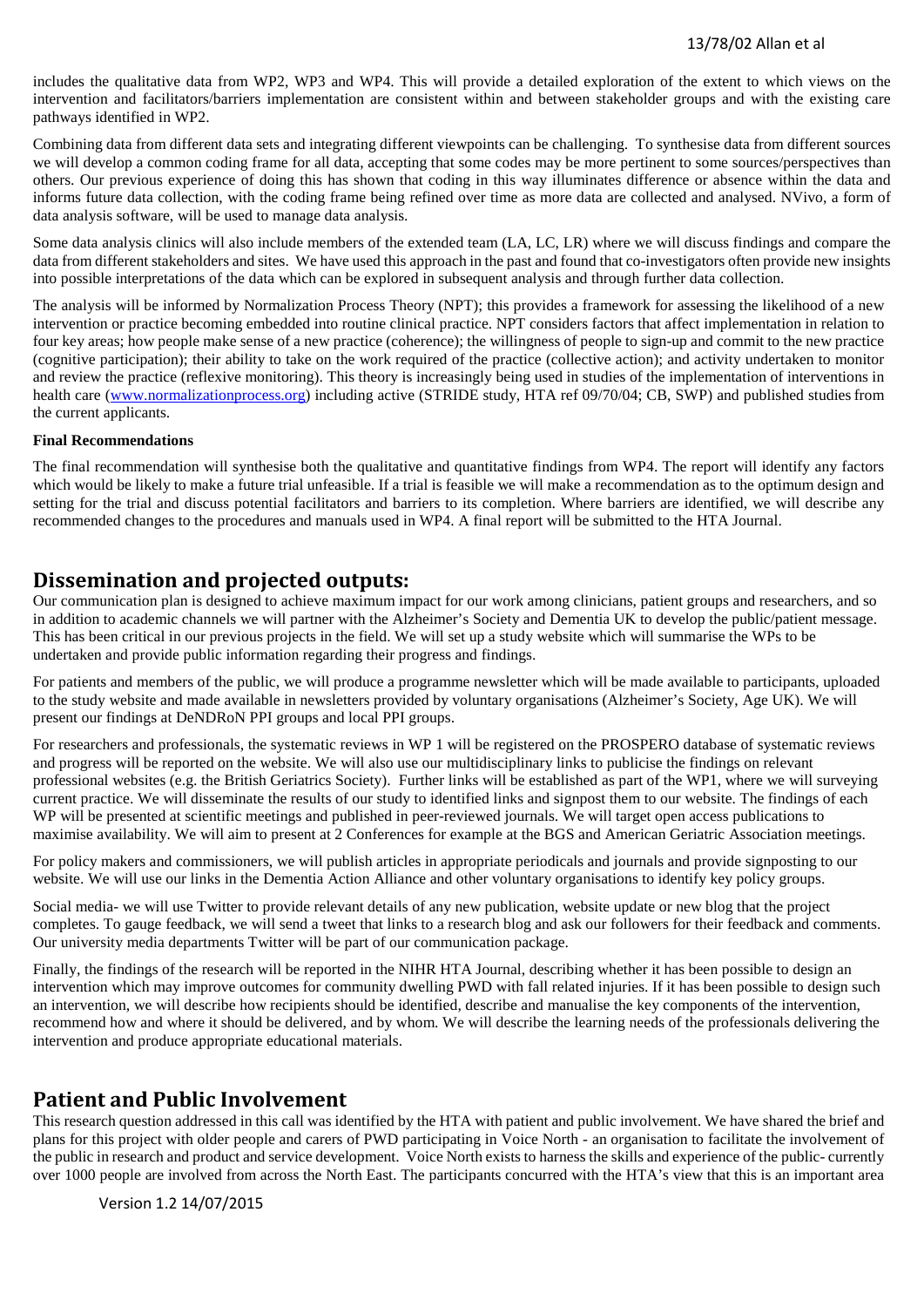includes the qualitative data from WP2, WP3 and WP4. This will provide a detailed exploration of the extent to which views on the intervention and facilitators/barriers implementation are consistent within and between stakeholder groups and with the existing care pathways identified in WP2.

Combining data from different data sets and integrating different viewpoints can be challenging. To synthesise data from different sources we will develop a common coding frame for all data, accepting that some codes may be more pertinent to some sources/perspectives than others. Our previous experience of doing this has shown that coding in this way illuminates difference or absence within the data and informs future data collection, with the coding frame being refined over time as more data are collected and analysed. NVivo, a form of data analysis software, will be used to manage data analysis.

Some data analysis clinics will also include members of the extended team (LA, LC, LR) where we will discuss findings and compare the data from different stakeholders and sites. We have used this approach in the past and found that co-investigators often provide new insights into possible interpretations of the data which can be explored in subsequent analysis and through further data collection.

The analysis will be informed by Normalization Process Theory (NPT); this provides a framework for assessing the likelihood of a new intervention or practice becoming embedded into routine clinical practice. NPT considers factors that affect implementation in relation to four key areas; how people make sense of a new practice (coherence); the willingness of people to sign-up and commit to the new practice (cognitive participation); their ability to take on the work required of the practice (collective action); and activity undertaken to monitor and review the practice (reflexive monitoring). This theory is increasingly being used in studies of the implementation of interventions in health care (www.normalizationprocess.org) including active (STRIDE study, HTA ref 09/70/04; CB, SWP) and published studies from the current applicants.

**Final Recommendations**

The final recommendation will synthesise both the qualitative and quantitative findings from WP4. The report will identify any factors which would be likely to make a future trial unfeasible. If a trial is feasible we will make a recommendation as to the optimum design and setting for the trial and discuss potential facilitators and barriers to its completion. Where barriers are identified, we will describe any recommended changes to the procedures and manuals used in WP4. A final report will be submitted to the HTA Journal.

## Dissemination and projected outputs:

Our communication plan is designed to achieve maximum impact for our work among clinicians, patient groups and researchers, and so in addition to academic channels we will partner with the Alzheimer's Society and Dementia UK to develop the public/patient message. This has been critical in our previous projects in the field. We will set up a study website which will summarise the WPs to be undertaken and provide public information regarding their progress and findings.

For patients and members of the public, we will produce a programme newsletter which will be made available to participants, uploaded to the study website and made available in newsletters provided by voluntary organisations (Alzheimer's Society, Age UK). We will present our findings at DeNDRoN PPI groups and local PPI groups.

For researchers and professionals, the systematic reviews in WP 1 will be registered on the PROSPERO database of systematic reviews and progress will be reported on the website. We will also use our multidisciplinary links to publicise the findings on relevant professional websites (e.g. the British Geriatrics Society). Further links will be established as part of the WP1, where we will surveying current practice. We will disseminate the results of our study to identified links and signpost them to our website. The findings of each WP will be presented at scientific meetings and published in peer-reviewed journals. We will target open access publications to maximise availability. We will aim to present at 2 Conferences for example at the BGS and American Geriatric Association meetings.

For policy makers and commissioners, we will publish articles in appropriate periodicals and journals and provide signposting to our website. We will use our links in the Dementia Action Alliance and other voluntary organisations to identify key policy groups.

Social media- we will use Twitter to provide relevant details of any new publication, website update or new blog that the project completes. To gauge feedback, we will send a tweet that links to a research blog and ask our followers for their feedback and comments. Our university media departments Twitter will be part of our communication package.

Finally, the findings of the research will be reported in the NIHR HTA Journal, describing whether it has been possible to design an intervention which may improve outcomes for community dwelling PWD with fall related injuries. If it has been possible to design such an intervention, we will describe how recipients should be identified, describe and manualise the key components of the intervention, recommend how and where it should be delivered, and by whom. We will describe the learning needs of the professionals delivering the intervention and produce appropriate educational materials.

## Patient and Public Involvement

This research question addressed in this call was identified by the HTA with patient and public involvement. We have shared the brief and plans for this project with older people and carers of PWD participating in Voice North - an organisation to facilitate the involvement of the public in research and product and service development. Voice North exists to harness the skills and experience of the public- currently over 1000 people are involved from across the North East. The participants concurred with the HTA's view that this is an important area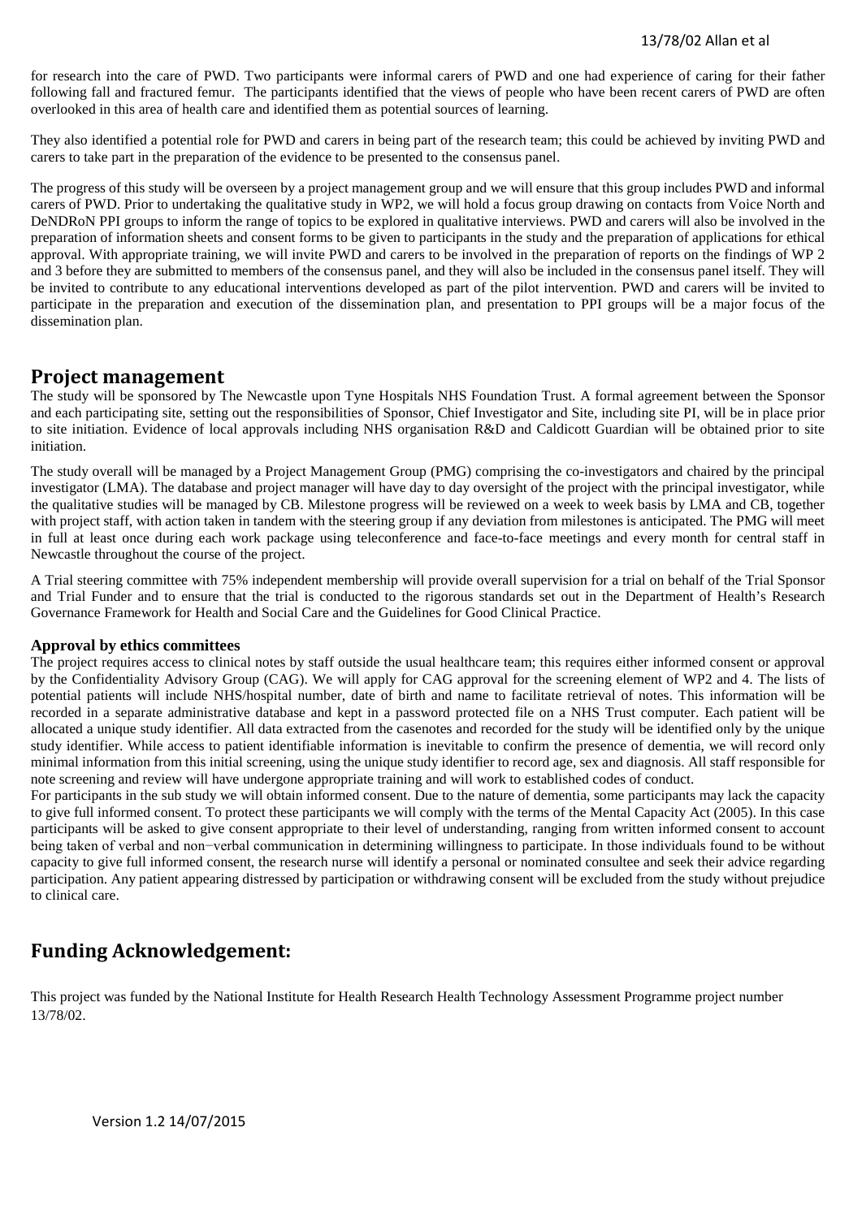for research into the care of PWD. Two participants were informal carers of PWD and one had experience of caring for their father following fall and fractured femur. The participants identified that the views of people who have been recent carers of PWD are often overlooked in this area of health care and identified them as potential sources of learning.

They also identified a potential role for PWD and carers in being part of the research team; this could be achieved by inviting PWD and carers to take part in the preparation of the evidence to be presented to the consensus panel.

The progress of this study will be overseen by a project management group and we will ensure that this group includes PWD and informal carers of PWD. Prior to undertaking the qualitative study in WP2, we will hold a focus group drawing on contacts from Voice North and DeNDRoN PPI groups to inform the range of topics to be explored in qualitative interviews. PWD and carers will also be involved in the preparation of information sheets and consent forms to be given to participants in the study and the preparation of applications for ethical approval. With appropriate training, we will invite PWD and carers to be involved in the preparation of reports on the findings of WP 2 and 3 before they are submitted to members of the consensus panel, and they will also be included in the consensus panel itself. They will be invited to contribute to any educational interventions developed as part of the pilot intervention. PWD and carers will be invited to participate in the preparation and execution of the dissemination plan, and presentation to PPI groups will be a major focus of the dissemination plan.

## Project management

The study will be sponsored by The Newcastle upon Tyne Hospitals NHS Foundation Trust. A formal agreement between the Sponsor and each participating site, setting out the responsibilities of Sponsor, Chief Investigator and Site, including site PI, will be in place prior to site initiation. Evidence of local approvals including NHS organisation R&D and Caldicott Guardian will be obtained prior to site initiation.

The study overall will be managed by a Project Management Group (PMG) comprising the co-investigators and chaired by the principal investigator (LMA). The database and project manager will have day to day oversight of the project with the principal investigator, while the qualitative studies will be managed by CB. Milestone progress will be reviewed on a week to week basis by LMA and CB, together with project staff, with action taken in tandem with the steering group if any deviation from milestones is anticipated. The PMG will meet in full at least once during each work package using teleconference and face-to-face meetings and every month for central staff in Newcastle throughout the course of the project.

A Trial steering committee with 75% independent membership will provide overall supervision for a trial on behalf of the Trial Sponsor and Trial Funder and to ensure that the trial is conducted to the rigorous standards set out in the Department of Health's Research Governance Framework for Health and Social Care and the Guidelines for Good Clinical Practice.

### Approval by ethics committees

The project requires access to clinical notes by staff outside the usual healthcare team; this requires either informed consent or approval by the Confidentiality Advisory Group (CAG). We will apply for CAG approval for the screening element of WP2 and 4. The lists of potential patients will include NHS/hospital number, date of birth and name to facilitate retrieval of notes. This information will be recorded in a separate administrative database and kept in a password protected file on a NHS Trust computer. Each patient will be allocated a unique study identifier. All data extracted from the casenotes and recorded for the study will be identified only by the unique study identifier. While access to patient identifiable information is inevitable to confirm the presence of dementia, we will record only minimal information from this initial screening, using the unique study identifier to record age, sex and diagnosis. All staff responsible for note screening and review will have undergone appropriate training and will work to established codes of conduct.

For participants in the sub study we will obtain informed consent. Due to the nature of dementia, some participants may lack the capacity to give full informed consent. To protect these participants we will comply with the terms of the Mental Capacity Act (2005). In this case participants will be asked to give consent appropriate to their level of understanding, ranging from written informed consent to account being taken of verbal and non−verbal communication in determining willingness to participate. In those individuals found to be without capacity to give full informed consent, the research nurse will identify a personal or nominated consultee and seek their advice regarding participation. Any patient appearing distressed by participation or withdrawing consent will be excluded from the study without prejudice to clinical care.

## Funding Acknowledgement:

This project was funded by the National Institute for Health Research Health Technology Assessment Programme project number 13/78/02.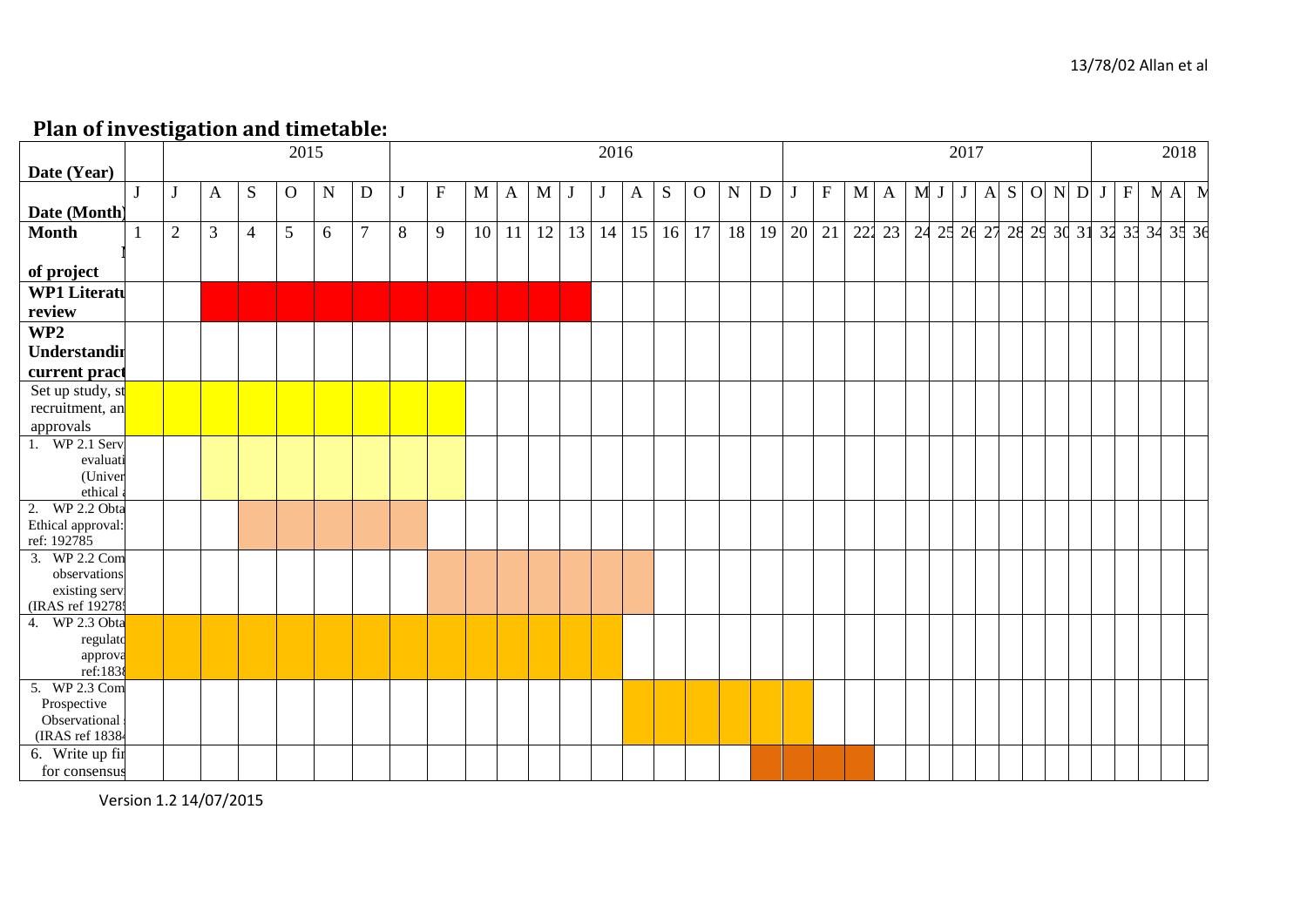## Plan of investigation and timetable:

| Date (Year) | | 2015 | | | | | | 2016 | | | | | | | | | | | | 2017 | | | | | | | | | | | | 2018 | | | | |
|---|---|---|---|---|---|---|---|---|---|---|---|---|---|---|---|---|---|---|---|---|---|---|---|---|---|---|---|---|---|---|---|---|---|---|---|---|
| Date (Month) | J | J | A | S | O | N | D | J | F | M | A | M | J | J | A | S | O | N | D | J | F | M | A | M | J | J | A | S | O | N | D | J | F | M | A | M |
| Month of project | 1 | 2 | 3 | 4 | 5 | 6 | 7 | 8 | 9 | 10 | 11 | 12 | 13 | 14 | 15 | 16 | 17 | 18 | 19 | 20 | 21 | 22 | 23 | 24 | 25 | 26 | 27 | 28 | 29 | 30 | 31 | 32 | 33 | 34 | 35 | 36 |
| WP1 Literatu review | | | ■ | ■ | ■ | ■ | ■ | ■ | ■ | ■ | ■ | ■ | ■ | | | | | | | | | | | | | | | | | | | | | | | |
| WP2 Understandir current pract | | | | | | | | | | | | | | | | | | | | | | | | | | | | | | | | | | | | |
| Set up study, st recruitment, an approvals | ■ | ■ | ■ | ■ | ■ | ■ | ■ | ■ | ■ | | | | | | | | | | | | | | | | | | | | | | | | | | | |
| 1. WP 2.1 Serv evaluati (Univer ethical | | | ■ | ■ | ■ | ■ | ■ | ■ | ■ | | | | | | | | | | | | | | | | | | | | | | | | | | | |
| 2. WP 2.2 Obta Ethical approval: ref: 192785 | | | | ■ | ■ | ■ | ■ | ■ | | | | | | | | | | | | | | | | | | | | | | | | | | | | |
| 3. WP 2.2 Com observations existing serv (IRAS ref 192785 | | | | | | | | | ■ | ■ | ■ | ■ | ■ | ■ | ■ | | | | | | | | | | | | | | | | | | | | | |
| 4. WP 2.3 Obta regulato approva ref:1838 | ■ | ■ | ■ | ■ | ■ | ■ | ■ | ■ | ■ | ■ | ■ | ■ | ■ | ■ | | | | | | | | | | | | | | | | | | | | | | |
| 5. WP 2.3 Com Prospective Observational (IRAS ref 18384 | | | | | | | | | | | | | | | ■ | ■ | ■ | ■ | ■ | ■ | | | | | | | | | | | | | | | | |
| 6. Write up fir for consensus | | | | | | | | | | | | | | | | | | | ■ | ■ | ■ | ■ | | | | | | | | | | | | | | |

Version 1.2 14/07/2015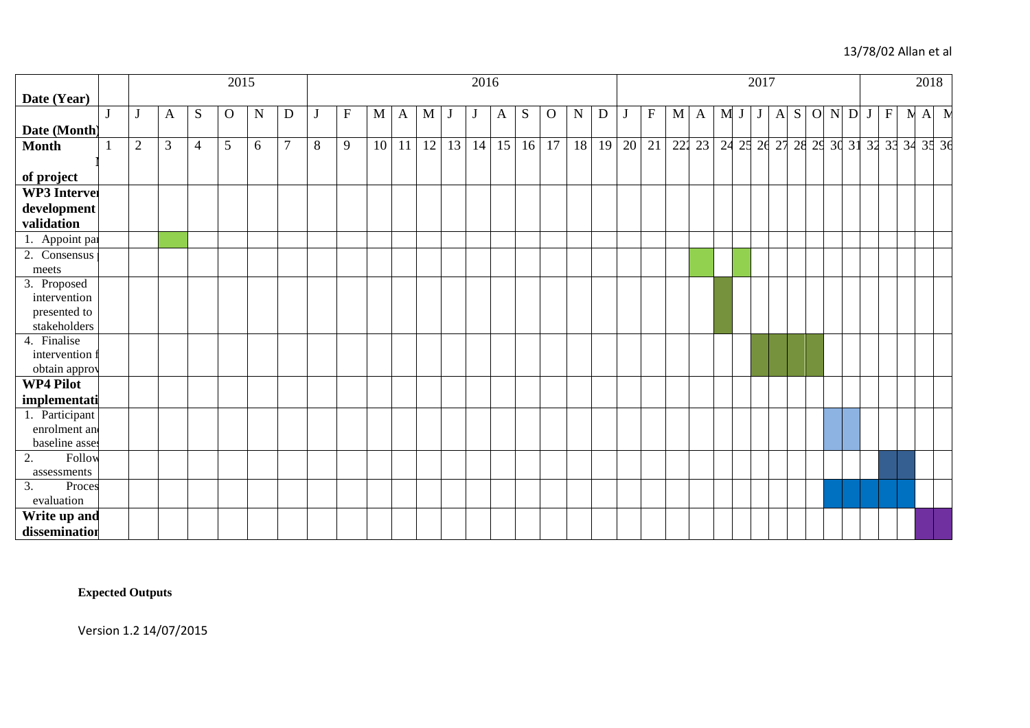| Date (Year) | | 2015 | | | | | | 2016 | | | | | | | | | | | | 2017 | | | | | | | | | | | | 2018 | | | | |
|---|---|---|---|---|---|---|---|---|---|---|---|---|---|---|---|---|---|---|---|---|---|---|---|---|---|---|---|---|---|---|---|---|---|---|---|---|
| Date (Month) | J | J | A | S | O | N | D | J | F | M | A | M | J | J | A | S | O | N | D | J | F | M | A | M | J | J | A | S | O | N | D | J | F | M | A | M |
| Month of project | 1 | 2 | 3 | 4 | 5 | 6 | 7 | 8 | 9 | 10 | 11 | 12 | 13 | 14 | 15 | 16 | 17 | 18 | 19 | 20 | 21 | 22 | 23 | 24 | 25 | 26 | 27 | 28 | 29 | 30 | 31 | 32 | 33 | 34 | 35 | 36 |
| **WP3 Interven development validation** | | | | | | | | | | | | | | | | | | | | | | | | | | | | | | | | | | | | |
| 1. Appoint pa | | | X | | | | | | | | | | | | | | | | | | | | | | | | | | | | | | | | | |
| 2. Consensus meets | | | | | | | | | | | | | | | | | | | | | | | X | | X | | | | | | | | | | | |
| 3. Proposed intervention presented to stakeholders | | | | | | | | | | | | | | | | | | | | | | | | X | | | | | | | | | | | | |
| 4. Finalise intervention f obtain approv | | | | | | | | | | | | | | | | | | | | | | | | | | X | X | X | X | | | | | | | |
| **WP4 Pilot implementati** | | | | | | | | | | | | | | | | | | | | | | | | | | | | | | | | | | | | |
| 1. Participant enrolment an baseline asses | | | | | | | | | | | | | | | | | | | | | | | | | | | | | | X | X | | | | | |
| 2. Follow assessments | | | | | | | | | | | | | | | | | | | | | | | | | | | | | | | | | X | X | | |
| 3. Proces evaluation | | | | | | | | | | | | | | | | | | | | | | | | | | | | | | X | X | X | X | X | | |
| **Write up and dissemination** | | | | | | | | | | | | | | | | | | | | | | | | | | | | | | | | | | | X | X |

**Expected Outputs**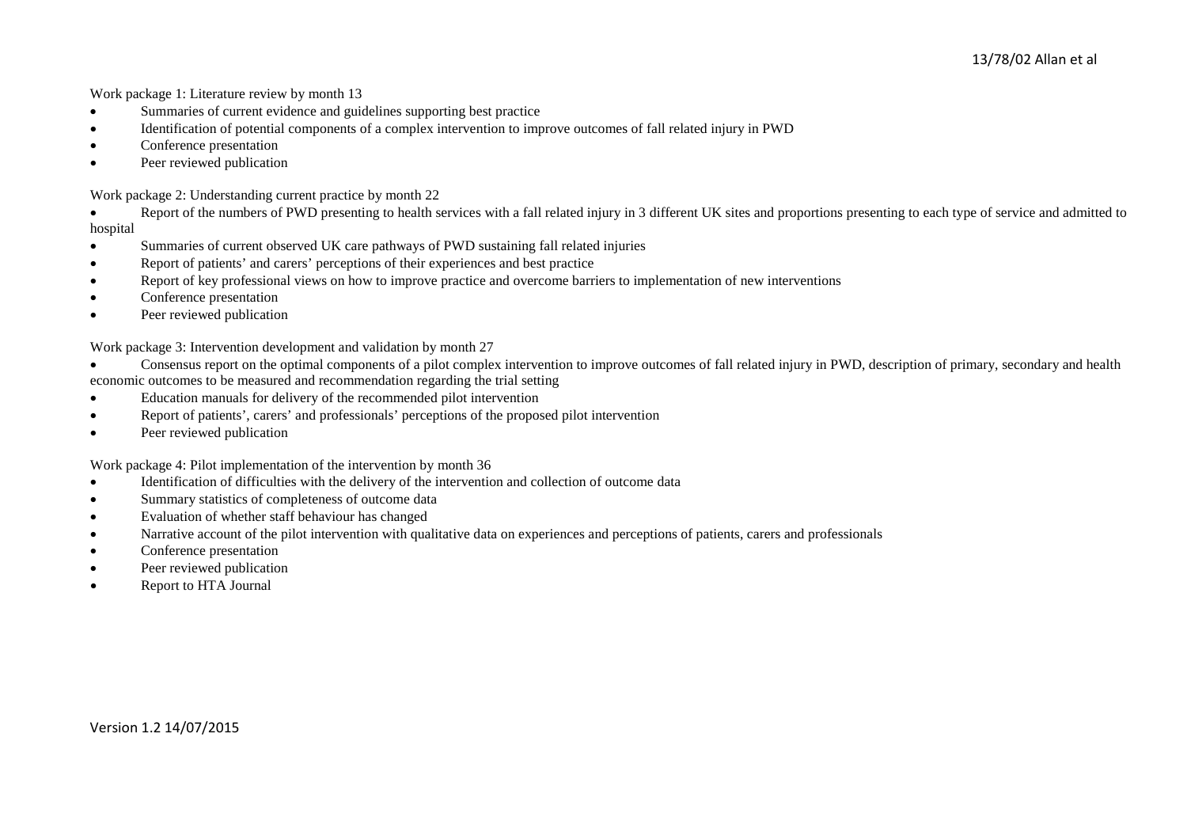Work package 1: Literature review by month 13

- Summaries of current evidence and guidelines supporting best practice
- Identification of potential components of a complex intervention to improve outcomes of fall related injury in PWD
- Conference presentation
- Peer reviewed publication

Work package 2: Understanding current practice by month 22

- Report of the numbers of PWD presenting to health services with a fall related injury in 3 different UK sites and proportions presenting to each type of service and admitted to hospital
- Summaries of current observed UK care pathways of PWD sustaining fall related injuries
- Report of patients' and carers' perceptions of their experiences and best practice
- Report of key professional views on how to improve practice and overcome barriers to implementation of new interventions
- Conference presentation
- Peer reviewed publication

Work package 3: Intervention development and validation by month 27

- Consensus report on the optimal components of a pilot complex intervention to improve outcomes of fall related injury in PWD, description of primary, secondary and health economic outcomes to be measured and recommendation regarding the trial setting
- Education manuals for delivery of the recommended pilot intervention
- Report of patients', carers' and professionals' perceptions of the proposed pilot intervention
- Peer reviewed publication

Work package 4: Pilot implementation of the intervention by month 36

- Identification of difficulties with the delivery of the intervention and collection of outcome data
- Summary statistics of completeness of outcome data
- Evaluation of whether staff behaviour has changed
- Narrative account of the pilot intervention with qualitative data on experiences and perceptions of patients, carers and professionals
- Conference presentation
- Peer reviewed publication
- Report to HTA Journal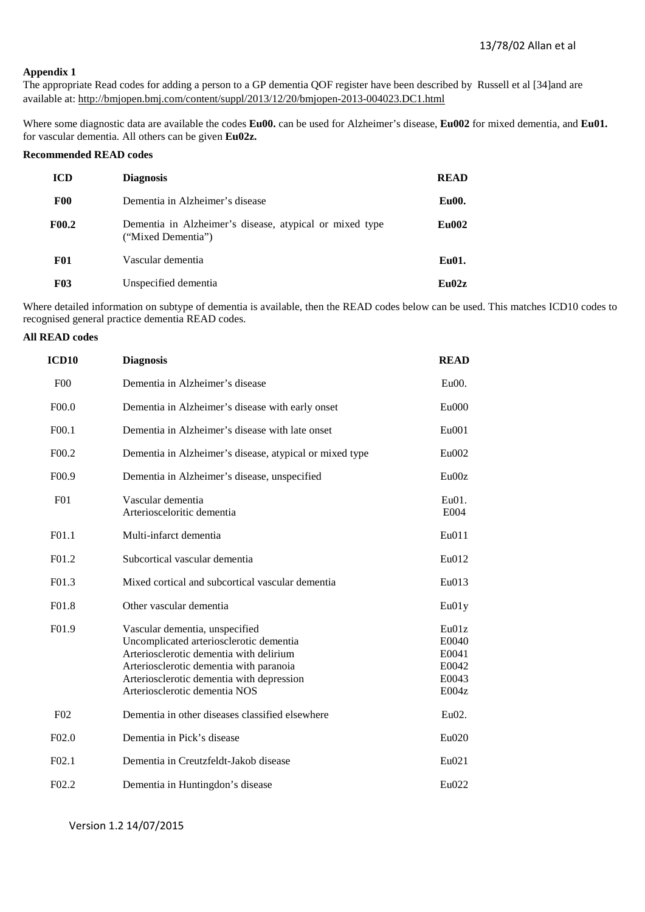**Appendix 1**

The appropriate Read codes for adding a person to a GP dementia QOF register have been described by Russell et al [34]and are available at: http://bmjopen.bmj.com/content/suppl/2013/12/20/bmjopen-2013-004023.DC1.html

Where some diagnostic data are available the codes **Eu00.** can be used for Alzheimer's disease, **Eu002** for mixed dementia, and **Eu01.** for vascular dementia. All others can be given **Eu02z.**

**Recommended READ codes**

| ICD | Diagnosis | READ |
|---|---|---|
| **F00** | Dementia in Alzheimer's disease | **Eu00.** |
| **F00.2** | Dementia in Alzheimer's disease, atypical or mixed type ("Mixed Dementia") | **Eu002** |
| **F01** | Vascular dementia | **Eu01.** |
| **F03** | Unspecified dementia | **Eu02z** |

Where detailed information on subtype of dementia is available, then the READ codes below can be used. This matches ICD10 codes to recognised general practice dementia READ codes.

**All READ codes**

| ICD10 | Diagnosis | READ |
|---|---|---|
| F00 | Dementia in Alzheimer's disease | Eu00. |
| F00.0 | Dementia in Alzheimer's disease with early onset | Eu000 |
| F00.1 | Dementia in Alzheimer's disease with late onset | Eu001 |
| F00.2 | Dementia in Alzheimer's disease, atypical or mixed type | Eu002 |
| F00.9 | Dementia in Alzheimer's disease, unspecified | Eu00z |
| F01 | Vascular dementia<br>Arterioseceloritic dementia | Eu01.<br>E004 |
| F01.1 | Multi-infarct dementia | Eu011 |
| F01.2 | Subcortical vascular dementia | Eu012 |
| F01.3 | Mixed cortical and subcortical vascular dementia | Eu013 |
| F01.8 | Other vascular dementia | Eu01y |
| F01.9 | Vascular dementia, unspecified<br>Uncomplicated arteriosclerotic dementia<br>Arteriosclerotic dementia with delirium<br>Arteriosclerotic dementia with paranoia<br>Arteriosclerotic dementia with depression<br>Arteriosclerotic dementia NOS | Eu01z<br>E0040<br>E0041<br>E0042<br>E0043<br>E004z |
| F02 | Dementia in other diseases classified elsewhere | Eu02. |
| F02.0 | Dementia in Pick's disease | Eu020 |
| F02.1 | Dementia in Creutzfeldt-Jakob disease | Eu021 |
| F02.2 | Dementia in Huntingdon's disease | Eu022 |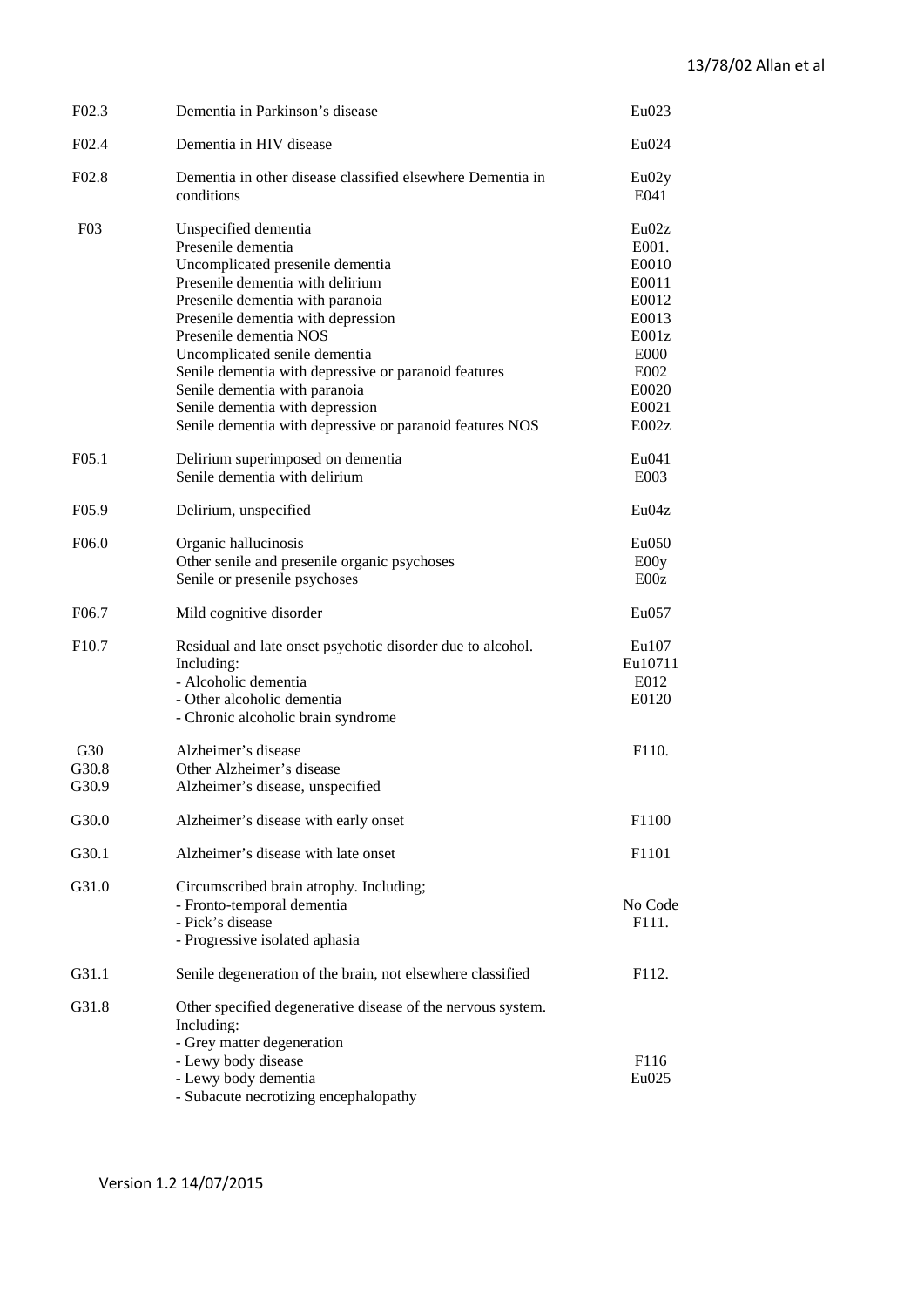| | | |
|---|---|---|
| F02.3 | Dementia in Parkinson's disease | Eu023 |
| F02.4 | Dementia in HIV disease | Eu024 |
| F02.8 | Dementia in other disease classified elsewhere Dementia in conditions | Eu02y<br>E041 |
| F03 | Unspecified dementia<br>Presenile dementia<br>Uncomplicated presenile dementia<br>Presenile dementia with delirium<br>Presenile dementia with paranoia<br>Presenile dementia with depression<br>Presenile dementia NOS<br>Uncomplicated senile dementia<br>Senile dementia with depressive or paranoid features<br>Senile dementia with paranoia<br>Senile dementia with depression<br>Senile dementia with depressive or paranoid features NOS | Eu02z<br>E001.<br>E0010<br>E0011<br>E0012<br>E0013<br>E001z<br>E000<br>E002<br>E0020<br>E0021<br>E002z |
| F05.1 | Delirium superimposed on dementia<br>Senile dementia with delirium | Eu041<br>E003 |
| F05.9 | Delirium, unspecified | Eu04z |
| F06.0 | Organic hallucinosis<br>Other senile and presenile organic psychoses<br>Senile or presenile psychoses | Eu050<br>E00y<br>E00z |
| F06.7 | Mild cognitive disorder | Eu057 |
| F10.7 | Residual and late onset psychotic disorder due to alcohol.<br>Including:<br>- Alcoholic dementia<br>- Other alcoholic dementia<br>- Chronic alcoholic brain syndrome | Eu107<br>Eu10711<br>E012<br>E0120 |
| G30<br>G30.8<br>G30.9 | Alzheimer's disease<br>Other Alzheimer's disease<br>Alzheimer's disease, unspecified | F110. |
| G30.0 | Alzheimer's disease with early onset | F1100 |
| G30.1 | Alzheimer's disease with late onset | F1101 |
| G31.0 | Circumscribed brain atrophy. Including;<br>- Fronto-temporal dementia<br>- Pick's disease<br>- Progressive isolated aphasia | <br>No Code<br>F111. |
| G31.1 | Senile degeneration of the brain, not elsewhere classified | F112. |
| G31.8 | Other specified degenerative disease of the nervous system.<br>Including:<br>- Grey matter degeneration<br>- Lewy body disease<br>- Lewy body dementia<br>- Subacute necrotizing encephalopathy | <br><br><br>F116<br>Eu025 |

Version 1.2 14/07/2015